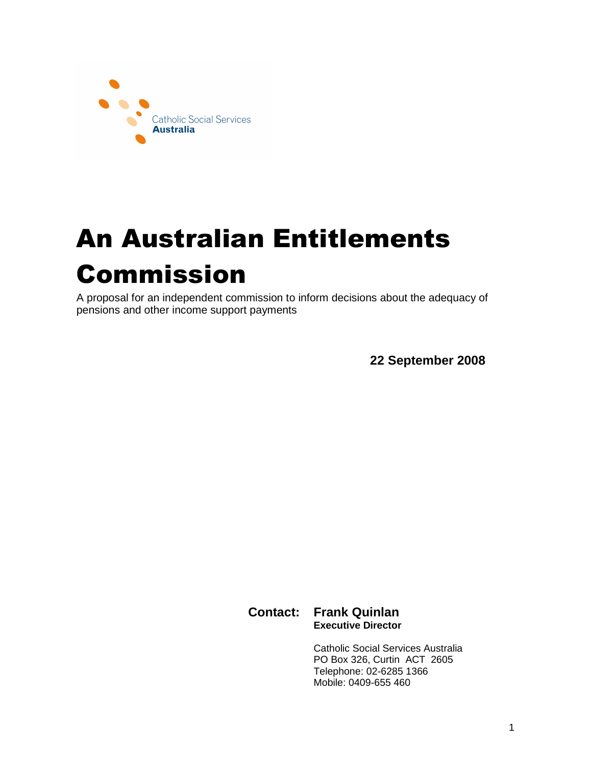Catholic Social Services
**Australia**

# An Australian Entitlements Commission

A proposal for an independent commission to inform decisions about the adequacy of pensions and other income support payments

**22 September 2008**

**Contact:** **Frank Quinlan**
**Executive Director**

Catholic Social Services Australia
PO Box 326, Curtin ACT 2605
Telephone: 02-6285 1366
Mobile: 0409-655 460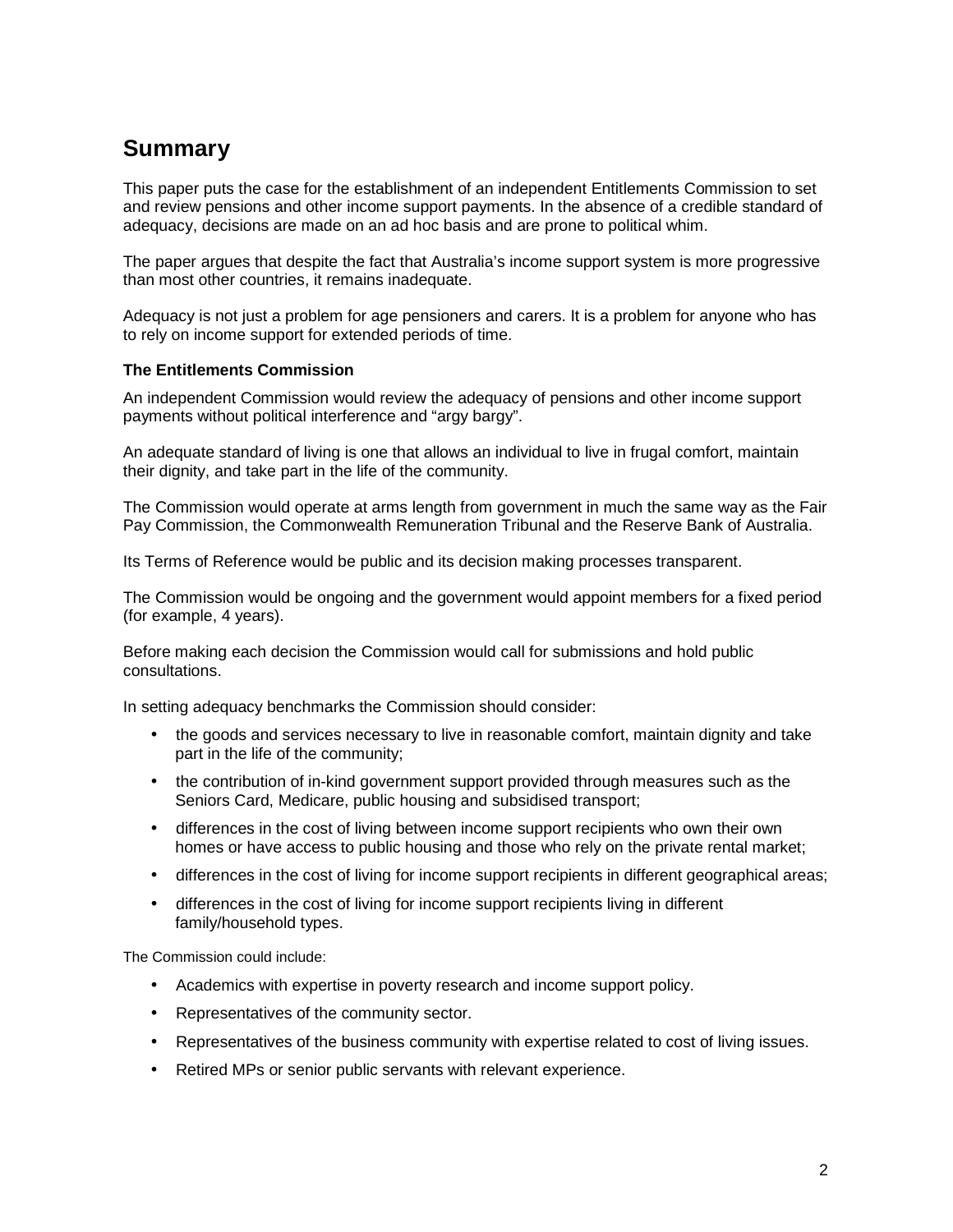## Summary

This paper puts the case for the establishment of an independent Entitlements Commission to set and review pensions and other income support payments. In the absence of a credible standard of adequacy, decisions are made on an ad hoc basis and are prone to political whim.

The paper argues that despite the fact that Australia's income support system is more progressive than most other countries, it remains inadequate.

Adequacy is not just a problem for age pensioners and carers. It is a problem for anyone who has to rely on income support for extended periods of time.

**The Entitlements Commission**

An independent Commission would review the adequacy of pensions and other income support payments without political interference and "argy bargy".

An adequate standard of living is one that allows an individual to live in frugal comfort, maintain their dignity, and take part in the life of the community.

The Commission would operate at arms length from government in much the same way as the Fair Pay Commission, the Commonwealth Remuneration Tribunal and the Reserve Bank of Australia.

Its Terms of Reference would be public and its decision making processes transparent.

The Commission would be ongoing and the government would appoint members for a fixed period (for example, 4 years).

Before making each decision the Commission would call for submissions and hold public consultations.

In setting adequacy benchmarks the Commission should consider:

- the goods and services necessary to live in reasonable comfort, maintain dignity and take part in the life of the community;
- the contribution of in-kind government support provided through measures such as the Seniors Card, Medicare, public housing and subsidised transport;
- differences in the cost of living between income support recipients who own their own homes or have access to public housing and those who rely on the private rental market;
- differences in the cost of living for income support recipients in different geographical areas;
- differences in the cost of living for income support recipients living in different family/household types.

The Commission could include:

- Academics with expertise in poverty research and income support policy.
- Representatives of the community sector.
- Representatives of the business community with expertise related to cost of living issues.
- Retired MPs or senior public servants with relevant experience.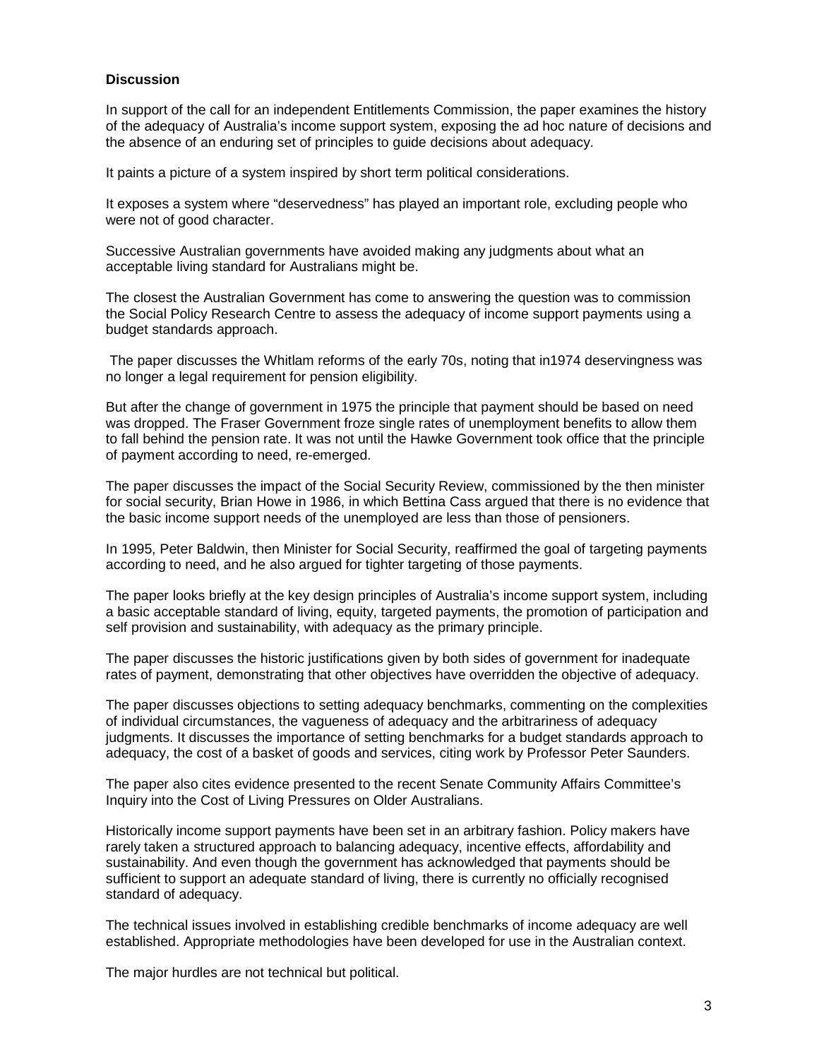**Discussion**

In support of the call for an independent Entitlements Commission, the paper examines the history of the adequacy of Australia's income support system, exposing the ad hoc nature of decisions and the absence of an enduring set of principles to guide decisions about adequacy.

It paints a picture of a system inspired by short term political considerations.

It exposes a system where "deservedness" has played an important role, excluding people who were not of good character.

Successive Australian governments have avoided making any judgments about what an acceptable living standard for Australians might be.

The closest the Australian Government has come to answering the question was to commission the Social Policy Research Centre to assess the adequacy of income support payments using a budget standards approach.

The paper discusses the Whitlam reforms of the early 70s, noting that in1974 deservingness was no longer a legal requirement for pension eligibility.

But after the change of government in 1975 the principle that payment should be based on need was dropped. The Fraser Government froze single rates of unemployment benefits to allow them to fall behind the pension rate. It was not until the Hawke Government took office that the principle of payment according to need, re-emerged.

The paper discusses the impact of the Social Security Review, commissioned by the then minister for social security, Brian Howe in 1986, in which Bettina Cass argued that there is no evidence that the basic income support needs of the unemployed are less than those of pensioners.

In 1995, Peter Baldwin, then Minister for Social Security, reaffirmed the goal of targeting payments according to need, and he also argued for tighter targeting of those payments.

The paper looks briefly at the key design principles of Australia's income support system, including a basic acceptable standard of living, equity, targeted payments, the promotion of participation and self provision and sustainability, with adequacy as the primary principle.

The paper discusses the historic justifications given by both sides of government for inadequate rates of payment, demonstrating that other objectives have overridden the objective of adequacy.

The paper discusses objections to setting adequacy benchmarks, commenting on the complexities of individual circumstances, the vagueness of adequacy and the arbitrariness of adequacy judgments. It discusses the importance of setting benchmarks for a budget standards approach to adequacy, the cost of a basket of goods and services, citing work by Professor Peter Saunders.

The paper also cites evidence presented to the recent Senate Community Affairs Committee's Inquiry into the Cost of Living Pressures on Older Australians.

Historically income support payments have been set in an arbitrary fashion. Policy makers have rarely taken a structured approach to balancing adequacy, incentive effects, affordability and sustainability. And even though the government has acknowledged that payments should be sufficient to support an adequate standard of living, there is currently no officially recognised standard of adequacy.

The technical issues involved in establishing credible benchmarks of income adequacy are well established. Appropriate methodologies have been developed for use in the Australian context.

The major hurdles are not technical but political.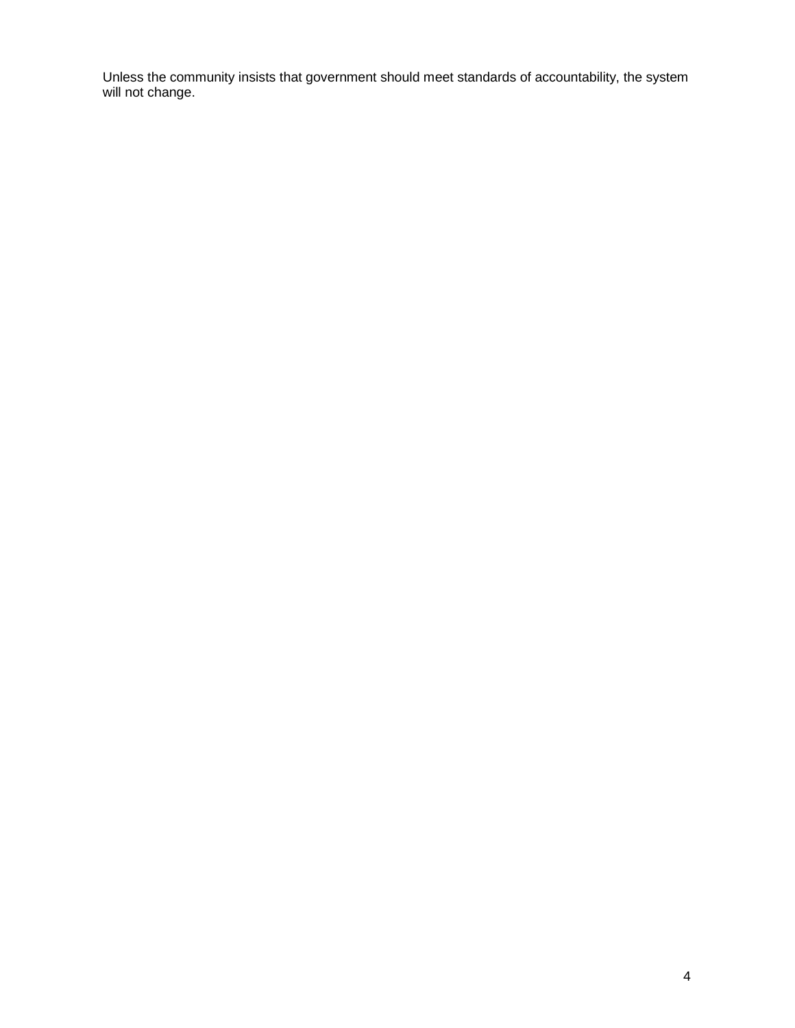Unless the community insists that government should meet standards of accountability, the system will not change.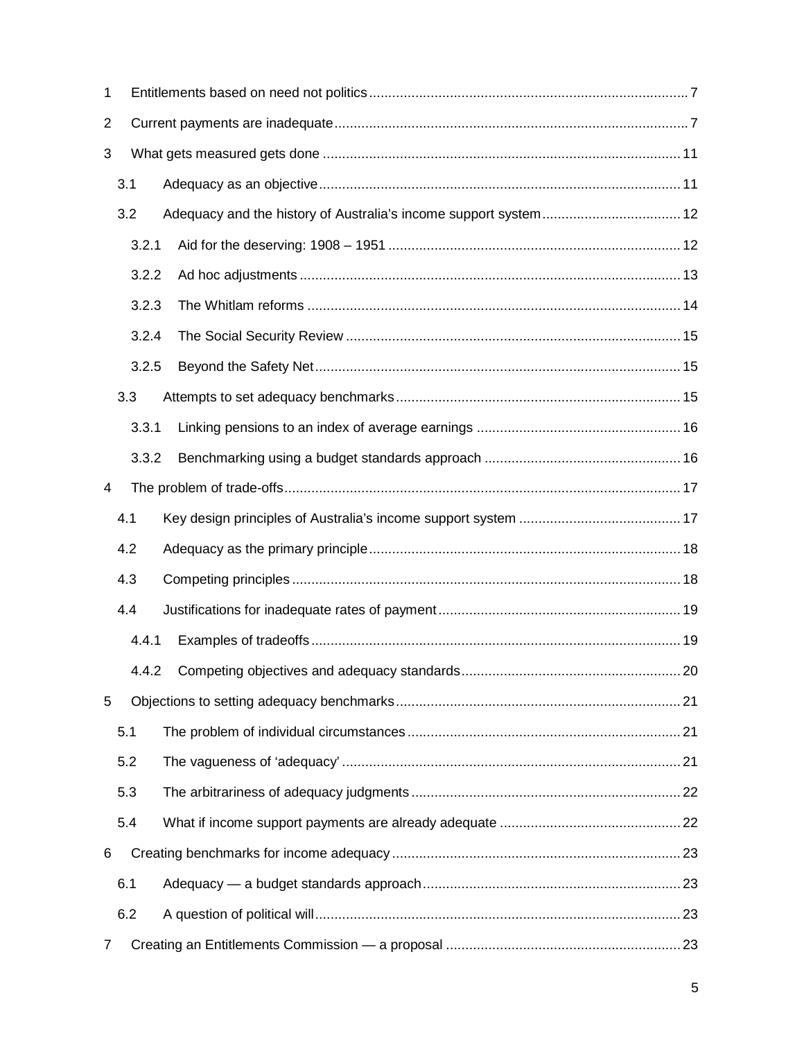1 Entitlements based on need not politics .... 7

2 Current payments are inadequate .... 7

3 What gets measured gets done .... 11

- 3.1 Adequacy as an objective .... 11
- 3.2 Adequacy and the history of Australia's income support system .... 12
  - 3.2.1 Aid for the deserving: 1908 – 1951 .... 12
  - 3.2.2 Ad hoc adjustments .... 13
  - 3.2.3 The Whitlam reforms .... 14
  - 3.2.4 The Social Security Review .... 15
  - 3.2.5 Beyond the Safety Net .... 15
- 3.3 Attempts to set adequacy benchmarks .... 15
  - 3.3.1 Linking pensions to an index of average earnings .... 16
  - 3.3.2 Benchmarking using a budget standards approach .... 16

4 The problem of trade-offs .... 17

- 4.1 Key design principles of Australia's income support system .... 17
- 4.2 Adequacy as the primary principle .... 18
- 4.3 Competing principles .... 18
- 4.4 Justifications for inadequate rates of payment .... 19
  - 4.4.1 Examples of tradeoffs .... 19
  - 4.4.2 Competing objectives and adequacy standards .... 20

5 Objections to setting adequacy benchmarks .... 21

- 5.1 The problem of individual circumstances .... 21
- 5.2 The vagueness of 'adequacy' .... 21
- 5.3 The arbitrariness of adequacy judgments .... 22
- 5.4 What if income support payments are already adequate .... 22

6 Creating benchmarks for income adequacy .... 23

- 6.1 Adequacy — a budget standards approach .... 23
- 6.2 A question of political will .... 23

7 Creating an Entitlements Commission — a proposal .... 23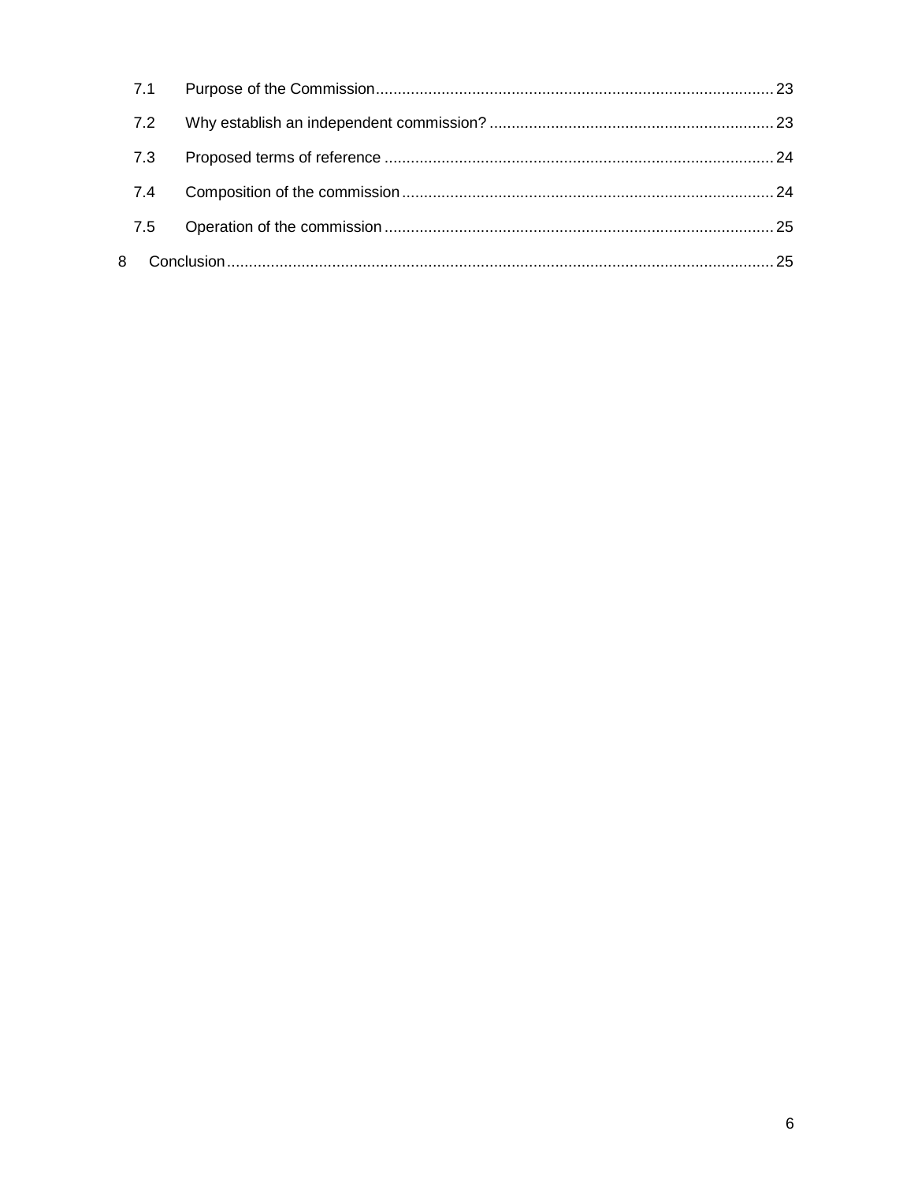7.1 Purpose of the Commission ........................................................................................ 23

7.2 Why establish an independent commission? ................................................................ 23

7.3 Proposed terms of reference ........................................................................................ 24

7.4 Composition of the commission .................................................................................... 24

7.5 Operation of the commission ........................................................................................ 25

8 Conclusion ............................................................................................................................ 25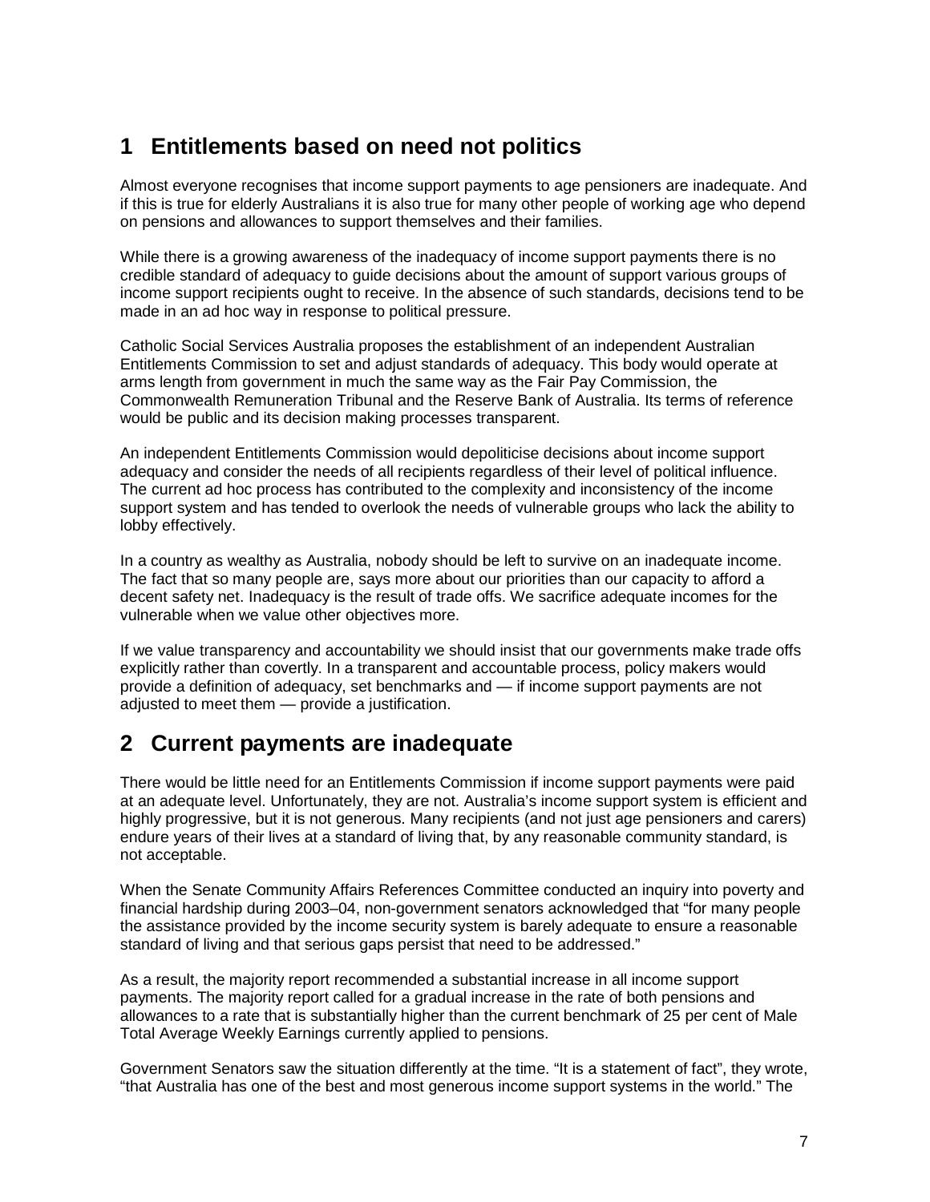# 1 Entitlements based on need not politics

Almost everyone recognises that income support payments to age pensioners are inadequate. And if this is true for elderly Australians it is also true for many other people of working age who depend on pensions and allowances to support themselves and their families.

While there is a growing awareness of the inadequacy of income support payments there is no credible standard of adequacy to guide decisions about the amount of support various groups of income support recipients ought to receive. In the absence of such standards, decisions tend to be made in an ad hoc way in response to political pressure.

Catholic Social Services Australia proposes the establishment of an independent Australian Entitlements Commission to set and adjust standards of adequacy. This body would operate at arms length from government in much the same way as the Fair Pay Commission, the Commonwealth Remuneration Tribunal and the Reserve Bank of Australia. Its terms of reference would be public and its decision making processes transparent.

An independent Entitlements Commission would depoliticise decisions about income support adequacy and consider the needs of all recipients regardless of their level of political influence. The current ad hoc process has contributed to the complexity and inconsistency of the income support system and has tended to overlook the needs of vulnerable groups who lack the ability to lobby effectively.

In a country as wealthy as Australia, nobody should be left to survive on an inadequate income. The fact that so many people are, says more about our priorities than our capacity to afford a decent safety net. Inadequacy is the result of trade offs. We sacrifice adequate incomes for the vulnerable when we value other objectives more.

If we value transparency and accountability we should insist that our governments make trade offs explicitly rather than covertly. In a transparent and accountable process, policy makers would provide a definition of adequacy, set benchmarks and — if income support payments are not adjusted to meet them — provide a justification.

# 2 Current payments are inadequate

There would be little need for an Entitlements Commission if income support payments were paid at an adequate level. Unfortunately, they are not. Australia's income support system is efficient and highly progressive, but it is not generous. Many recipients (and not just age pensioners and carers) endure years of their lives at a standard of living that, by any reasonable community standard, is not acceptable.

When the Senate Community Affairs References Committee conducted an inquiry into poverty and financial hardship during 2003–04, non-government senators acknowledged that "for many people the assistance provided by the income security system is barely adequate to ensure a reasonable standard of living and that serious gaps persist that need to be addressed."

As a result, the majority report recommended a substantial increase in all income support payments. The majority report called for a gradual increase in the rate of both pensions and allowances to a rate that is substantially higher than the current benchmark of 25 per cent of Male Total Average Weekly Earnings currently applied to pensions.

Government Senators saw the situation differently at the time. "It is a statement of fact", they wrote, "that Australia has one of the best and most generous income support systems in the world." The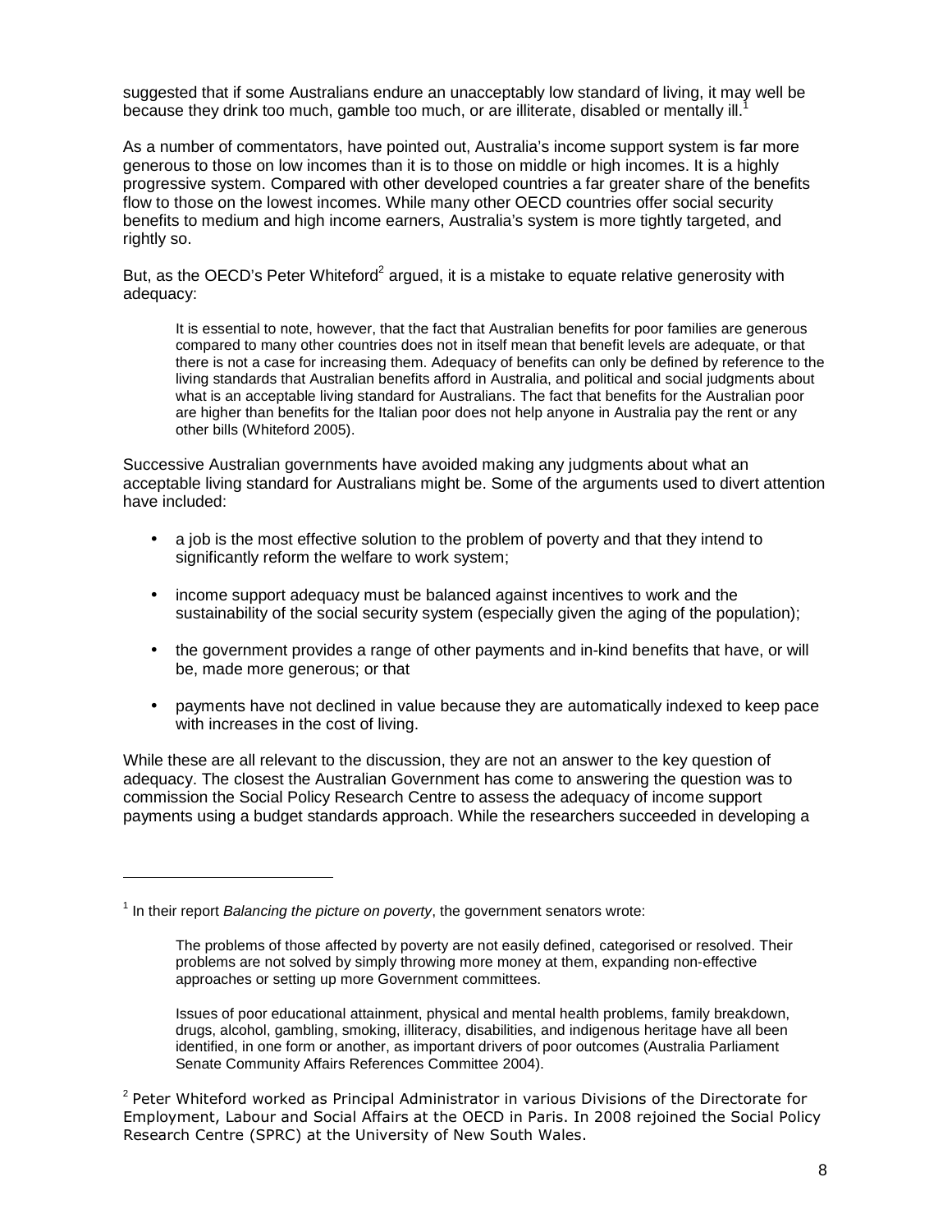suggested that if some Australians endure an unacceptably low standard of living, it may well be because they drink too much, gamble too much, or are illiterate, disabled or mentally ill.[1]

As a number of commentators, have pointed out, Australia's income support system is far more generous to those on low incomes than it is to those on middle or high incomes. It is a highly progressive system. Compared with other developed countries a far greater share of the benefits flow to those on the lowest incomes. While many other OECD countries offer social security benefits to medium and high income earners, Australia's system is more tightly targeted, and rightly so.

But, as the OECD's Peter Whiteford[2] argued, it is a mistake to equate relative generosity with adequacy:

> It is essential to note, however, that the fact that Australian benefits for poor families are generous compared to many other countries does not in itself mean that benefit levels are adequate, or that there is not a case for increasing them. Adequacy of benefits can only be defined by reference to the living standards that Australian benefits afford in Australia, and political and social judgments about what is an acceptable living standard for Australians. The fact that benefits for the Australian poor are higher than benefits for the Italian poor does not help anyone in Australia pay the rent or any other bills (Whiteford 2005).

Successive Australian governments have avoided making any judgments about what an acceptable living standard for Australians might be. Some of the arguments used to divert attention have included:

- a job is the most effective solution to the problem of poverty and that they intend to significantly reform the welfare to work system;
- income support adequacy must be balanced against incentives to work and the sustainability of the social security system (especially given the aging of the population);
- the government provides a range of other payments and in-kind benefits that have, or will be, made more generous; or that
- payments have not declined in value because they are automatically indexed to keep pace with increases in the cost of living.

While these are all relevant to the discussion, they are not an answer to the key question of adequacy. The closest the Australian Government has come to answering the question was to commission the Social Policy Research Centre to assess the adequacy of income support payments using a budget standards approach. While the researchers succeeded in developing a

---

[1] In their report *Balancing the picture on poverty*, the government senators wrote:

> The problems of those affected by poverty are not easily defined, categorised or resolved. Their problems are not solved by simply throwing more money at them, expanding non-effective approaches or setting up more Government committees.
>
> Issues of poor educational attainment, physical and mental health problems, family breakdown, drugs, alcohol, gambling, smoking, illiteracy, disabilities, and indigenous heritage have all been identified, in one form or another, as important drivers of poor outcomes (Australia Parliament Senate Community Affairs References Committee 2004).

[2] Peter Whiteford worked as Principal Administrator in various Divisions of the Directorate for Employment, Labour and Social Affairs at the OECD in Paris. In 2008 rejoined the Social Policy Research Centre (SPRC) at the University of New South Wales.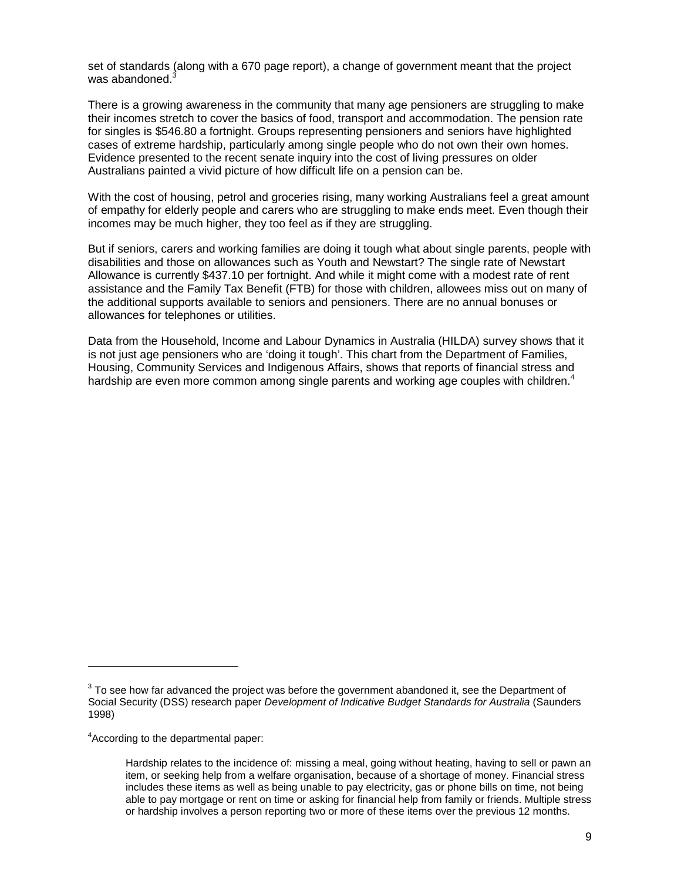set of standards (along with a 670 page report), a change of government meant that the project was abandoned.[3]

There is a growing awareness in the community that many age pensioners are struggling to make their incomes stretch to cover the basics of food, transport and accommodation. The pension rate for singles is $546.80 a fortnight. Groups representing pensioners and seniors have highlighted cases of extreme hardship, particularly among single people who do not own their own homes. Evidence presented to the recent senate inquiry into the cost of living pressures on older Australians painted a vivid picture of how difficult life on a pension can be.

With the cost of housing, petrol and groceries rising, many working Australians feel a great amount of empathy for elderly people and carers who are struggling to make ends meet. Even though their incomes may be much higher, they too feel as if they are struggling.

But if seniors, carers and working families are doing it tough what about single parents, people with disabilities and those on allowances such as Youth and Newstart? The single rate of Newstart Allowance is currently $437.10 per fortnight. And while it might come with a modest rate of rent assistance and the Family Tax Benefit (FTB) for those with children, allowees miss out on many of the additional supports available to seniors and pensioners. There are no annual bonuses or allowances for telephones or utilities.

Data from the Household, Income and Labour Dynamics in Australia (HILDA) survey shows that it is not just age pensioners who are 'doing it tough'. This chart from the Department of Families, Housing, Community Services and Indigenous Affairs, shows that reports of financial stress and hardship are even more common among single parents and working age couples with children.[4]

---

[3] To see how far advanced the project was before the government abandoned it, see the Department of Social Security (DSS) research paper *Development of Indicative Budget Standards for Australia* (Saunders 1998)

[4] According to the departmental paper:

> Hardship relates to the incidence of: missing a meal, going without heating, having to sell or pawn an item, or seeking help from a welfare organisation, because of a shortage of money. Financial stress includes these items as well as being unable to pay electricity, gas or phone bills on time, not being able to pay mortgage or rent on time or asking for financial help from family or friends. Multiple stress or hardship involves a person reporting two or more of these items over the previous 12 months.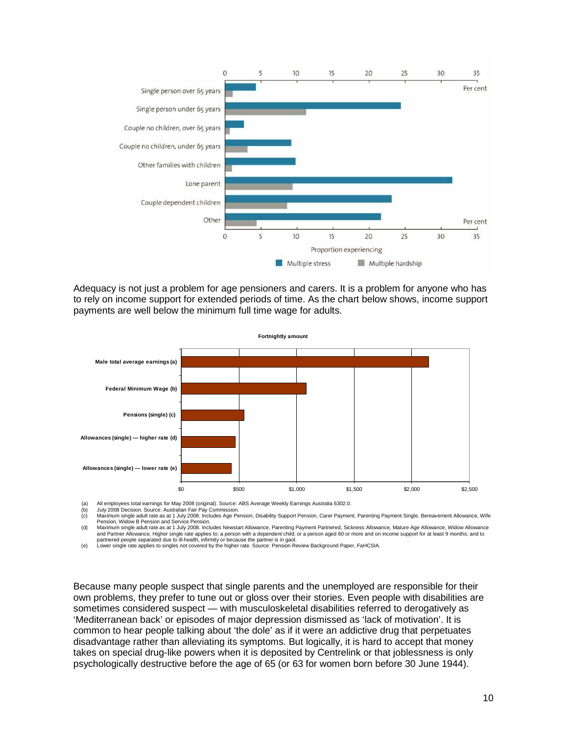Adequacy is not just a problem for age pensioners and carers. It is a problem for anyone who has to rely on income support for extended periods of time. As the chart below shows, income support payments are well below the minimum full time wage for adults.

**Fortnightly amount**

(a) All employees total earnings for May 2008 (original). Source: ABS Average Weekly Earnings Australia 6302.0.
(b) July 2008 Decision. Source: Australian Fair Pay Commission.
(c) Maximum single adult rate as at 1 July 2008. Includes Age Pension, Disability Support Pension, Carer Payment, Parenting Payment Single, Bereavement Allowance, Wife Pension, Widow B Pension and Service Pension.
(d) Maximum single adult rate as at 1 July 2008. Includes Newstart Allowance, Parenting Payment Partnered, Sickness Allowance, Mature Age Allowance, Widow Allowance and Partner Allowance. Higher single rate applies to: a person with a dependent child; or a person aged 60 or more and on income support for at least 9 months; and to partnered people separated due to ill-health, infirmity or because the partner is in gaol.
(e) Lower single rate applies to singles not covered by the higher rate. Source: Pension Review Background Paper, FaHCSIA.

Because many people suspect that single parents and the unemployed are responsible for their own problems, they prefer to tune out or gloss over their stories. Even people with disabilities are sometimes considered suspect — with musculoskeletal disabilities referred to derogatively as 'Mediterranean back' or episodes of major depression dismissed as 'lack of motivation'. It is common to hear people talking about 'the dole' as if it were an addictive drug that perpetuates disadvantage rather than alleviating its symptoms. But logically, it is hard to accept that money takes on special drug-like powers when it is deposited by Centrelink or that joblessness is only psychologically destructive before the age of 65 (or 63 for women born before 30 June 1944).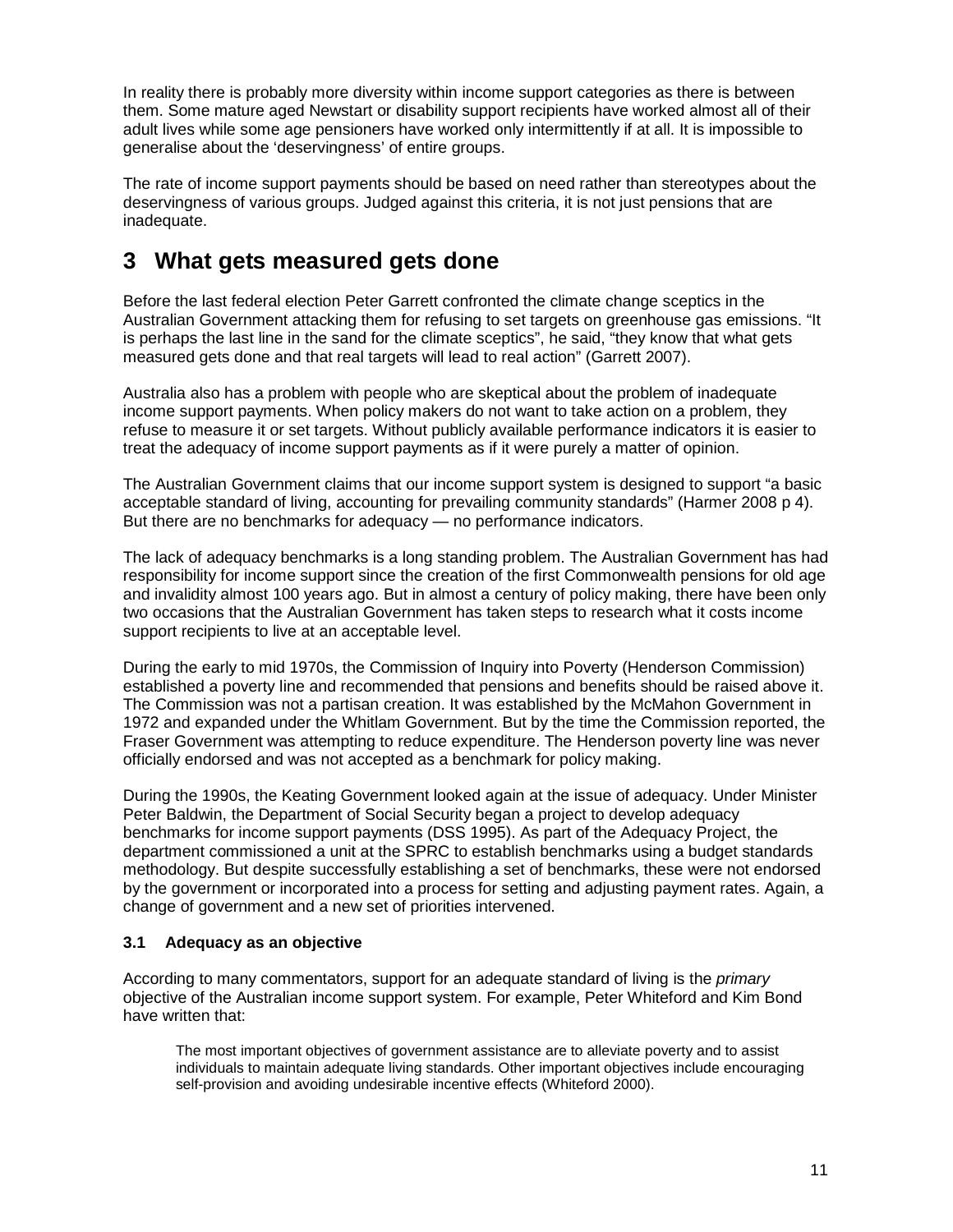In reality there is probably more diversity within income support categories as there is between them. Some mature aged Newstart or disability support recipients have worked almost all of their adult lives while some age pensioners have worked only intermittently if at all. It is impossible to generalise about the 'deservingness' of entire groups.

The rate of income support payments should be based on need rather than stereotypes about the deservingness of various groups. Judged against this criteria, it is not just pensions that are inadequate.

# 3 What gets measured gets done

Before the last federal election Peter Garrett confronted the climate change sceptics in the Australian Government attacking them for refusing to set targets on greenhouse gas emissions. "It is perhaps the last line in the sand for the climate sceptics", he said, "they know that what gets measured gets done and that real targets will lead to real action" (Garrett 2007).

Australia also has a problem with people who are skeptical about the problem of inadequate income support payments. When policy makers do not want to take action on a problem, they refuse to measure it or set targets. Without publicly available performance indicators it is easier to treat the adequacy of income support payments as if it were purely a matter of opinion.

The Australian Government claims that our income support system is designed to support "a basic acceptable standard of living, accounting for prevailing community standards" (Harmer 2008 p 4). But there are no benchmarks for adequacy — no performance indicators.

The lack of adequacy benchmarks is a long standing problem. The Australian Government has had responsibility for income support since the creation of the first Commonwealth pensions for old age and invalidity almost 100 years ago. But in almost a century of policy making, there have been only two occasions that the Australian Government has taken steps to research what it costs income support recipients to live at an acceptable level.

During the early to mid 1970s, the Commission of Inquiry into Poverty (Henderson Commission) established a poverty line and recommended that pensions and benefits should be raised above it. The Commission was not a partisan creation. It was established by the McMahon Government in 1972 and expanded under the Whitlam Government. But by the time the Commission reported, the Fraser Government was attempting to reduce expenditure. The Henderson poverty line was never officially endorsed and was not accepted as a benchmark for policy making.

During the 1990s, the Keating Government looked again at the issue of adequacy. Under Minister Peter Baldwin, the Department of Social Security began a project to develop adequacy benchmarks for income support payments (DSS 1995). As part of the Adequacy Project, the department commissioned a unit at the SPRC to establish benchmarks using a budget standards methodology. But despite successfully establishing a set of benchmarks, these were not endorsed by the government or incorporated into a process for setting and adjusting payment rates. Again, a change of government and a new set of priorities intervened.

### 3.1 Adequacy as an objective

According to many commentators, support for an adequate standard of living is the *primary* objective of the Australian income support system. For example, Peter Whiteford and Kim Bond have written that:

> The most important objectives of government assistance are to alleviate poverty and to assist individuals to maintain adequate living standards. Other important objectives include encouraging self-provision and avoiding undesirable incentive effects (Whiteford 2000).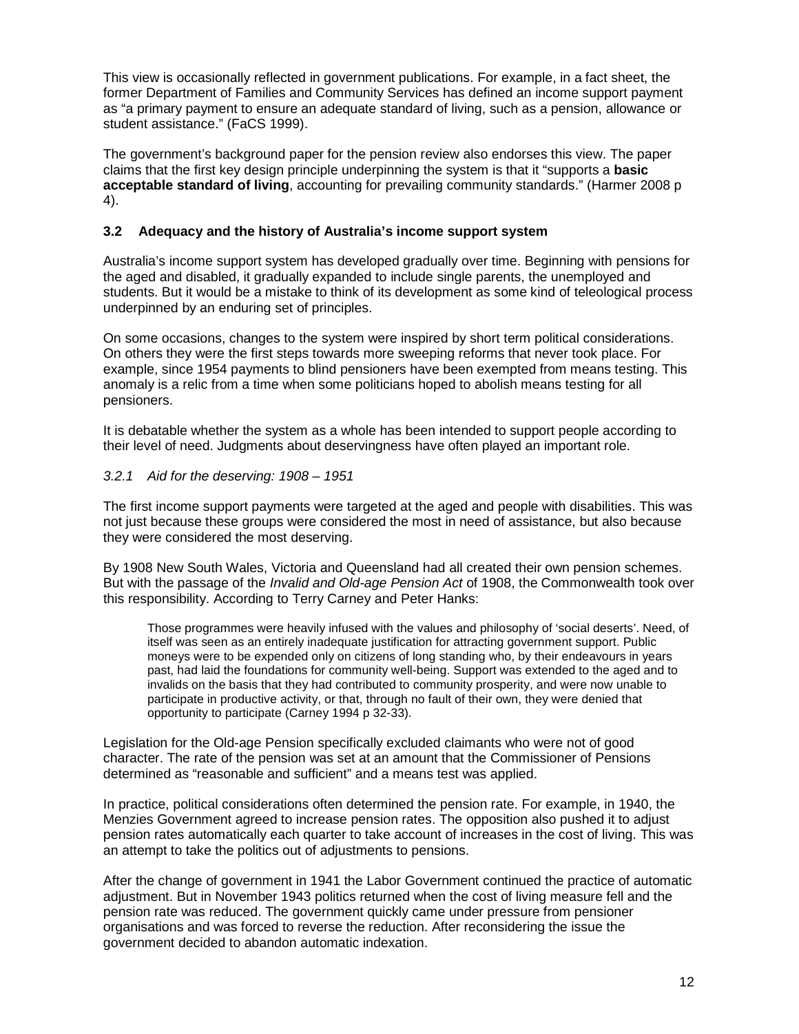This view is occasionally reflected in government publications. For example, in a fact sheet, the former Department of Families and Community Services has defined an income support payment as "a primary payment to ensure an adequate standard of living, such as a pension, allowance or student assistance." (FaCS 1999).

The government's background paper for the pension review also endorses this view. The paper claims that the first key design principle underpinning the system is that it "supports a **basic acceptable standard of living**, accounting for prevailing community standards." (Harmer 2008 p 4).

### 3.2 Adequacy and the history of Australia's income support system

Australia's income support system has developed gradually over time. Beginning with pensions for the aged and disabled, it gradually expanded to include single parents, the unemployed and students. But it would be a mistake to think of its development as some kind of teleological process underpinned by an enduring set of principles.

On some occasions, changes to the system were inspired by short term political considerations. On others they were the first steps towards more sweeping reforms that never took place. For example, since 1954 payments to blind pensioners have been exempted from means testing. This anomaly is a relic from a time when some politicians hoped to abolish means testing for all pensioners.

It is debatable whether the system as a whole has been intended to support people according to their level of need. Judgments about deservingness have often played an important role.

#### *3.2.1 Aid for the deserving: 1908 – 1951*

The first income support payments were targeted at the aged and people with disabilities. This was not just because these groups were considered the most in need of assistance, but also because they were considered the most deserving.

By 1908 New South Wales, Victoria and Queensland had all created their own pension schemes. But with the passage of the *Invalid and Old-age Pension Act* of 1908, the Commonwealth took over this responsibility. According to Terry Carney and Peter Hanks:

> Those programmes were heavily infused with the values and philosophy of 'social deserts'. Need, of itself was seen as an entirely inadequate justification for attracting government support. Public moneys were to be expended only on citizens of long standing who, by their endeavours in years past, had laid the foundations for community well-being. Support was extended to the aged and to invalids on the basis that they had contributed to community prosperity, and were now unable to participate in productive activity, or that, through no fault of their own, they were denied that opportunity to participate (Carney 1994 p 32-33).

Legislation for the Old-age Pension specifically excluded claimants who were not of good character. The rate of the pension was set at an amount that the Commissioner of Pensions determined as "reasonable and sufficient" and a means test was applied.

In practice, political considerations often determined the pension rate. For example, in 1940, the Menzies Government agreed to increase pension rates. The opposition also pushed it to adjust pension rates automatically each quarter to take account of increases in the cost of living. This was an attempt to take the politics out of adjustments to pensions.

After the change of government in 1941 the Labor Government continued the practice of automatic adjustment. But in November 1943 politics returned when the cost of living measure fell and the pension rate was reduced. The government quickly came under pressure from pensioner organisations and was forced to reverse the reduction. After reconsidering the issue the government decided to abandon automatic indexation.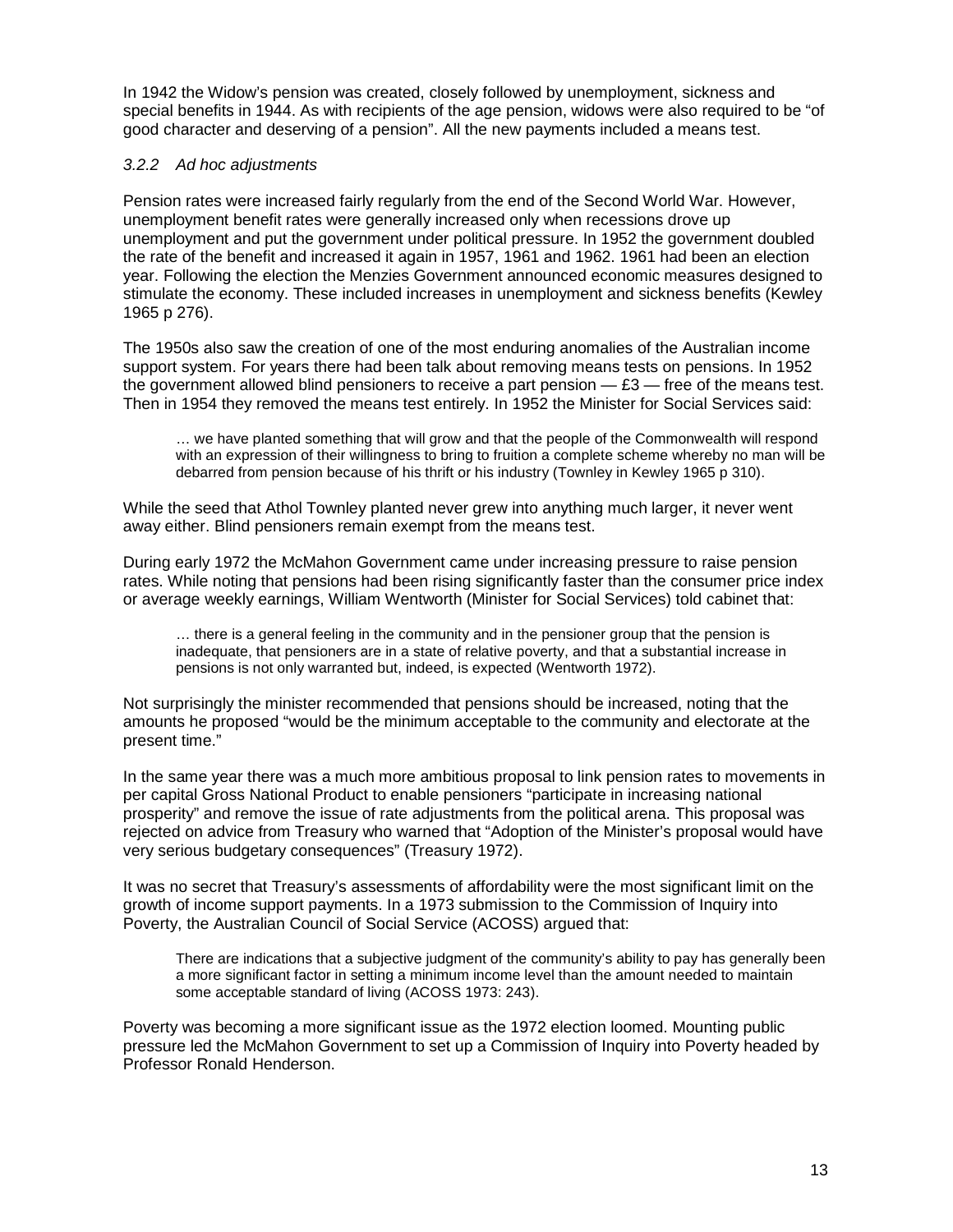In 1942 the Widow's pension was created, closely followed by unemployment, sickness and special benefits in 1944. As with recipients of the age pension, widows were also required to be "of good character and deserving of a pension". All the new payments included a means test.

### *3.2.2 Ad hoc adjustments*

Pension rates were increased fairly regularly from the end of the Second World War. However, unemployment benefit rates were generally increased only when recessions drove up unemployment and put the government under political pressure. In 1952 the government doubled the rate of the benefit and increased it again in 1957, 1961 and 1962. 1961 had been an election year. Following the election the Menzies Government announced economic measures designed to stimulate the economy. These included increases in unemployment and sickness benefits (Kewley 1965 p 276).

The 1950s also saw the creation of one of the most enduring anomalies of the Australian income support system. For years there had been talk about removing means tests on pensions. In 1952 the government allowed blind pensioners to receive a part pension — £3 — free of the means test. Then in 1954 they removed the means test entirely. In 1952 the Minister for Social Services said:

> … we have planted something that will grow and that the people of the Commonwealth will respond with an expression of their willingness to bring to fruition a complete scheme whereby no man will be debarred from pension because of his thrift or his industry (Townley in Kewley 1965 p 310).

While the seed that Athol Townley planted never grew into anything much larger, it never went away either. Blind pensioners remain exempt from the means test.

During early 1972 the McMahon Government came under increasing pressure to raise pension rates. While noting that pensions had been rising significantly faster than the consumer price index or average weekly earnings, William Wentworth (Minister for Social Services) told cabinet that:

> … there is a general feeling in the community and in the pensioner group that the pension is inadequate, that pensioners are in a state of relative poverty, and that a substantial increase in pensions is not only warranted but, indeed, is expected (Wentworth 1972).

Not surprisingly the minister recommended that pensions should be increased, noting that the amounts he proposed "would be the minimum acceptable to the community and electorate at the present time."

In the same year there was a much more ambitious proposal to link pension rates to movements in per capital Gross National Product to enable pensioners "participate in increasing national prosperity" and remove the issue of rate adjustments from the political arena. This proposal was rejected on advice from Treasury who warned that "Adoption of the Minister's proposal would have very serious budgetary consequences" (Treasury 1972).

It was no secret that Treasury's assessments of affordability were the most significant limit on the growth of income support payments. In a 1973 submission to the Commission of Inquiry into Poverty, the Australian Council of Social Service (ACOSS) argued that:

> There are indications that a subjective judgment of the community's ability to pay has generally been a more significant factor in setting a minimum income level than the amount needed to maintain some acceptable standard of living (ACOSS 1973: 243).

Poverty was becoming a more significant issue as the 1972 election loomed. Mounting public pressure led the McMahon Government to set up a Commission of Inquiry into Poverty headed by Professor Ronald Henderson.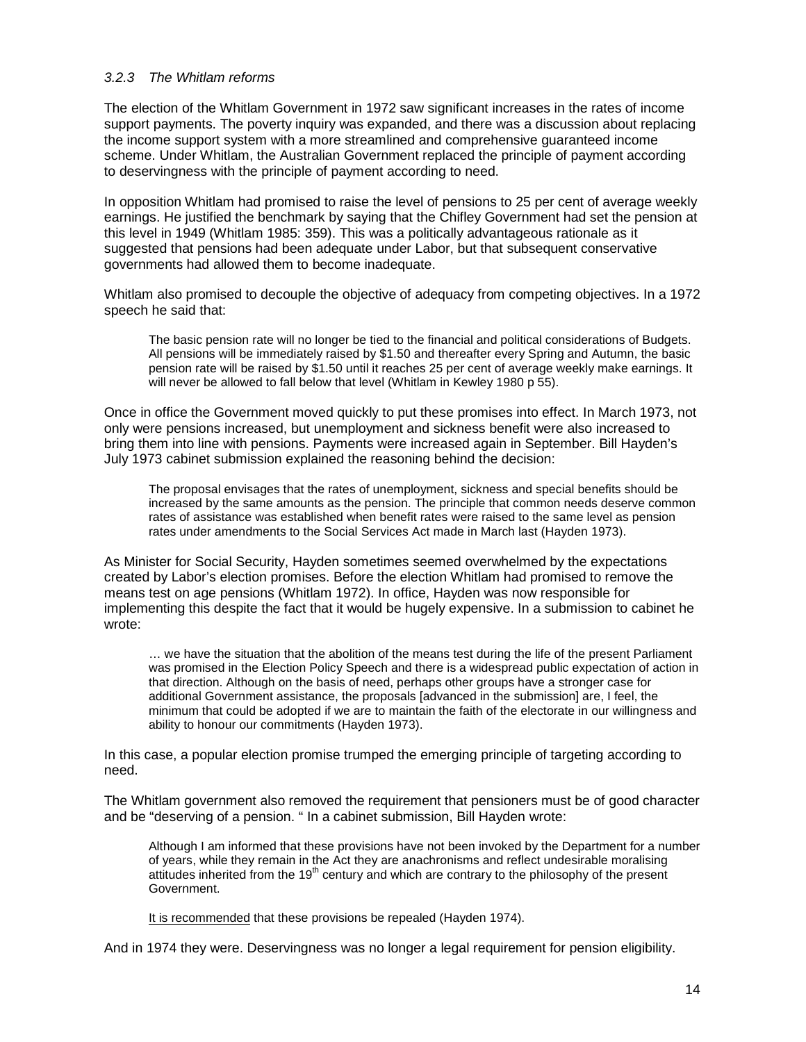### *3.2.3 The Whitlam reforms*

The election of the Whitlam Government in 1972 saw significant increases in the rates of income support payments. The poverty inquiry was expanded, and there was a discussion about replacing the income support system with a more streamlined and comprehensive guaranteed income scheme. Under Whitlam, the Australian Government replaced the principle of payment according to deservingness with the principle of payment according to need.

In opposition Whitlam had promised to raise the level of pensions to 25 per cent of average weekly earnings. He justified the benchmark by saying that the Chifley Government had set the pension at this level in 1949 (Whitlam 1985: 359). This was a politically advantageous rationale as it suggested that pensions had been adequate under Labor, but that subsequent conservative governments had allowed them to become inadequate.

Whitlam also promised to decouple the objective of adequacy from competing objectives. In a 1972 speech he said that:

> The basic pension rate will no longer be tied to the financial and political considerations of Budgets. All pensions will be immediately raised by $1.50 and thereafter every Spring and Autumn, the basic pension rate will be raised by $1.50 until it reaches 25 per cent of average weekly make earnings. It will never be allowed to fall below that level (Whitlam in Kewley 1980 p 55).

Once in office the Government moved quickly to put these promises into effect. In March 1973, not only were pensions increased, but unemployment and sickness benefit were also increased to bring them into line with pensions. Payments were increased again in September. Bill Hayden's July 1973 cabinet submission explained the reasoning behind the decision:

> The proposal envisages that the rates of unemployment, sickness and special benefits should be increased by the same amounts as the pension. The principle that common needs deserve common rates of assistance was established when benefit rates were raised to the same level as pension rates under amendments to the Social Services Act made in March last (Hayden 1973).

As Minister for Social Security, Hayden sometimes seemed overwhelmed by the expectations created by Labor's election promises. Before the election Whitlam had promised to remove the means test on age pensions (Whitlam 1972). In office, Hayden was now responsible for implementing this despite the fact that it would be hugely expensive. In a submission to cabinet he wrote:

> … we have the situation that the abolition of the means test during the life of the present Parliament was promised in the Election Policy Speech and there is a widespread public expectation of action in that direction. Although on the basis of need, perhaps other groups have a stronger case for additional Government assistance, the proposals [advanced in the submission] are, I feel, the minimum that could be adopted if we are to maintain the faith of the electorate in our willingness and ability to honour our commitments (Hayden 1973).

In this case, a popular election promise trumped the emerging principle of targeting according to need.

The Whitlam government also removed the requirement that pensioners must be of good character and be "deserving of a pension. " In a cabinet submission, Bill Hayden wrote:

> Although I am informed that these provisions have not been invoked by the Department for a number of years, while they remain in the Act they are anachronisms and reflect undesirable moralising attitudes inherited from the 19th century and which are contrary to the philosophy of the present Government.
>
> <u>It is recommended</u> that these provisions be repealed (Hayden 1974).

And in 1974 they were. Deservingness was no longer a legal requirement for pension eligibility.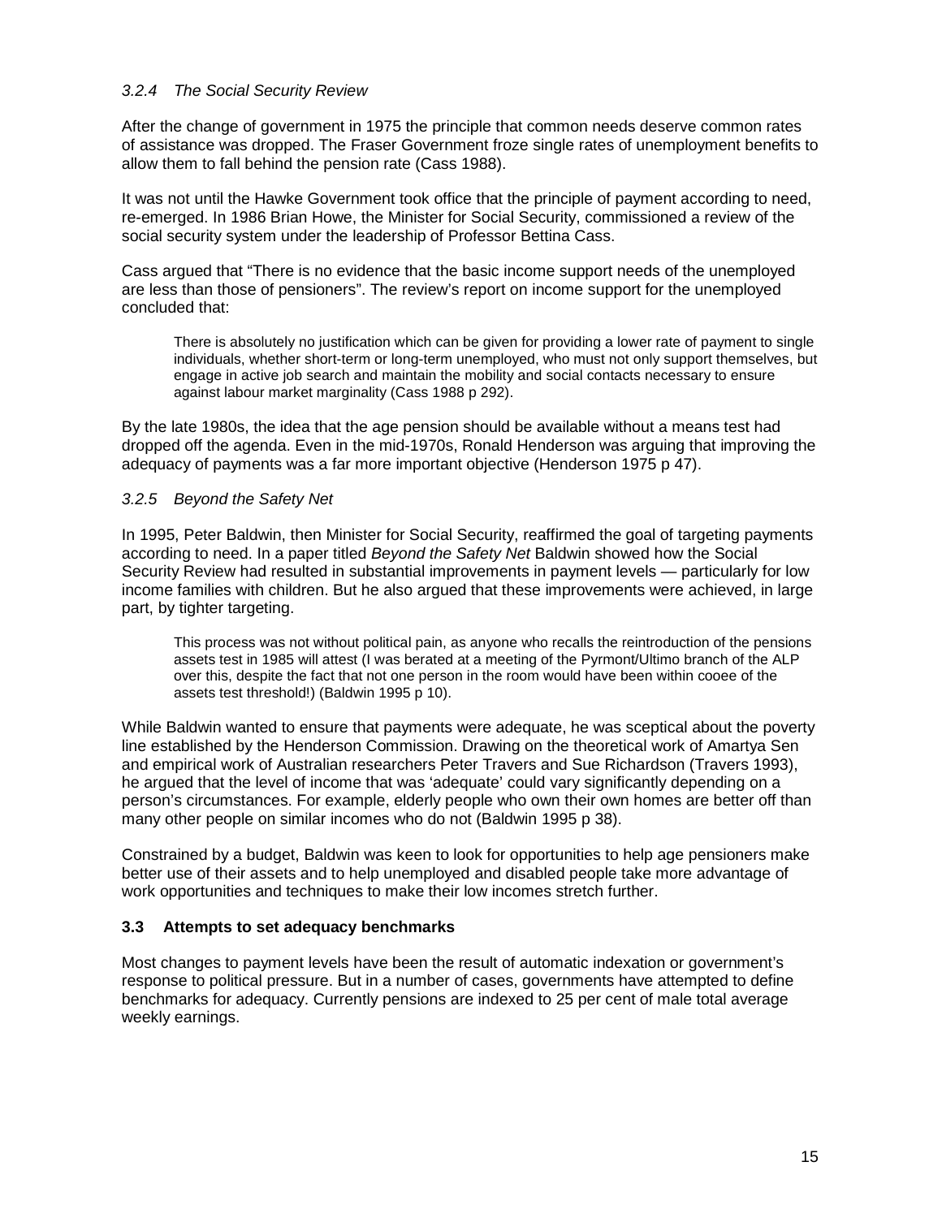### *3.2.4 The Social Security Review*

After the change of government in 1975 the principle that common needs deserve common rates of assistance was dropped. The Fraser Government froze single rates of unemployment benefits to allow them to fall behind the pension rate (Cass 1988).

It was not until the Hawke Government took office that the principle of payment according to need, re-emerged. In 1986 Brian Howe, the Minister for Social Security, commissioned a review of the social security system under the leadership of Professor Bettina Cass.

Cass argued that "There is no evidence that the basic income support needs of the unemployed are less than those of pensioners". The review's report on income support for the unemployed concluded that:

> There is absolutely no justification which can be given for providing a lower rate of payment to single individuals, whether short-term or long-term unemployed, who must not only support themselves, but engage in active job search and maintain the mobility and social contacts necessary to ensure against labour market marginality (Cass 1988 p 292).

By the late 1980s, the idea that the age pension should be available without a means test had dropped off the agenda. Even in the mid-1970s, Ronald Henderson was arguing that improving the adequacy of payments was a far more important objective (Henderson 1975 p 47).

### *3.2.5 Beyond the Safety Net*

In 1995, Peter Baldwin, then Minister for Social Security, reaffirmed the goal of targeting payments according to need. In a paper titled *Beyond the Safety Net* Baldwin showed how the Social Security Review had resulted in substantial improvements in payment levels — particularly for low income families with children. But he also argued that these improvements were achieved, in large part, by tighter targeting.

> This process was not without political pain, as anyone who recalls the reintroduction of the pensions assets test in 1985 will attest (I was berated at a meeting of the Pyrmont/Ultimo branch of the ALP over this, despite the fact that not one person in the room would have been within cooee of the assets test threshold!) (Baldwin 1995 p 10).

While Baldwin wanted to ensure that payments were adequate, he was sceptical about the poverty line established by the Henderson Commission. Drawing on the theoretical work of Amartya Sen and empirical work of Australian researchers Peter Travers and Sue Richardson (Travers 1993), he argued that the level of income that was 'adequate' could vary significantly depending on a person's circumstances. For example, elderly people who own their own homes are better off than many other people on similar incomes who do not (Baldwin 1995 p 38).

Constrained by a budget, Baldwin was keen to look for opportunities to help age pensioners make better use of their assets and to help unemployed and disabled people take more advantage of work opportunities and techniques to make their low incomes stretch further.

## 3.3 Attempts to set adequacy benchmarks

Most changes to payment levels have been the result of automatic indexation or government's response to political pressure. But in a number of cases, governments have attempted to define benchmarks for adequacy. Currently pensions are indexed to 25 per cent of male total average weekly earnings.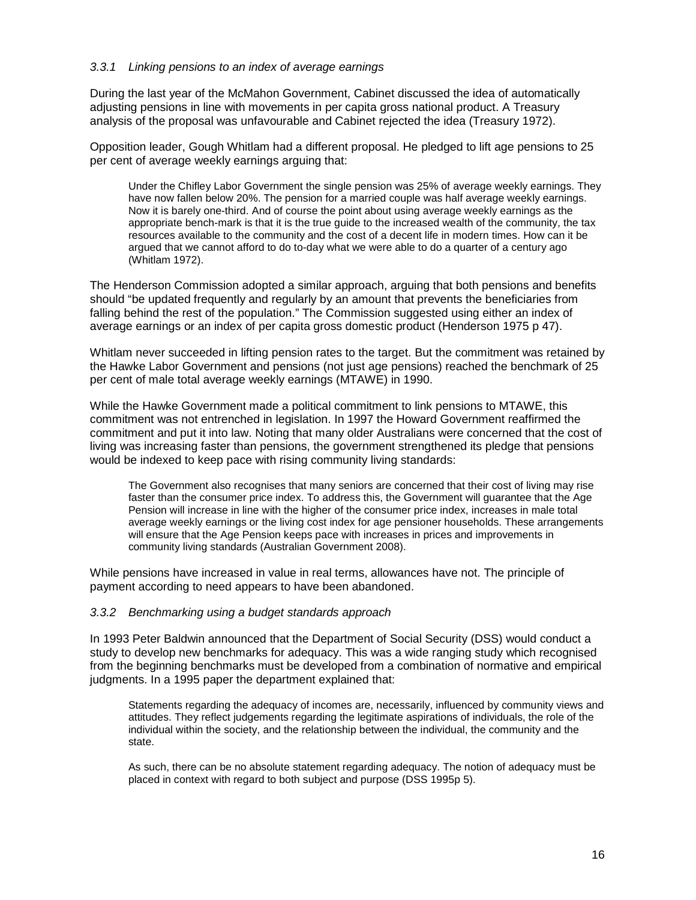### *3.3.1 Linking pensions to an index of average earnings*

During the last year of the McMahon Government, Cabinet discussed the idea of automatically adjusting pensions in line with movements in per capita gross national product. A Treasury analysis of the proposal was unfavourable and Cabinet rejected the idea (Treasury 1972).

Opposition leader, Gough Whitlam had a different proposal. He pledged to lift age pensions to 25 per cent of average weekly earnings arguing that:

> Under the Chifley Labor Government the single pension was 25% of average weekly earnings. They have now fallen below 20%. The pension for a married couple was half average weekly earnings. Now it is barely one-third. And of course the point about using average weekly earnings as the appropriate bench-mark is that it is the true guide to the increased wealth of the community, the tax resources available to the community and the cost of a decent life in modern times. How can it be argued that we cannot afford to do to-day what we were able to do a quarter of a century ago (Whitlam 1972).

The Henderson Commission adopted a similar approach, arguing that both pensions and benefits should "be updated frequently and regularly by an amount that prevents the beneficiaries from falling behind the rest of the population." The Commission suggested using either an index of average earnings or an index of per capita gross domestic product (Henderson 1975 p 47).

Whitlam never succeeded in lifting pension rates to the target. But the commitment was retained by the Hawke Labor Government and pensions (not just age pensions) reached the benchmark of 25 per cent of male total average weekly earnings (MTAWE) in 1990.

While the Hawke Government made a political commitment to link pensions to MTAWE, this commitment was not entrenched in legislation. In 1997 the Howard Government reaffirmed the commitment and put it into law. Noting that many older Australians were concerned that the cost of living was increasing faster than pensions, the government strengthened its pledge that pensions would be indexed to keep pace with rising community living standards:

> The Government also recognises that many seniors are concerned that their cost of living may rise faster than the consumer price index. To address this, the Government will guarantee that the Age Pension will increase in line with the higher of the consumer price index, increases in male total average weekly earnings or the living cost index for age pensioner households. These arrangements will ensure that the Age Pension keeps pace with increases in prices and improvements in community living standards (Australian Government 2008).

While pensions have increased in value in real terms, allowances have not. The principle of payment according to need appears to have been abandoned.

### *3.3.2 Benchmarking using a budget standards approach*

In 1993 Peter Baldwin announced that the Department of Social Security (DSS) would conduct a study to develop new benchmarks for adequacy. This was a wide ranging study which recognised from the beginning benchmarks must be developed from a combination of normative and empirical judgments. In a 1995 paper the department explained that:

> Statements regarding the adequacy of incomes are, necessarily, influenced by community views and attitudes. They reflect judgements regarding the legitimate aspirations of individuals, the role of the individual within the society, and the relationship between the individual, the community and the state.
>
> As such, there can be no absolute statement regarding adequacy. The notion of adequacy must be placed in context with regard to both subject and purpose (DSS 1995p 5).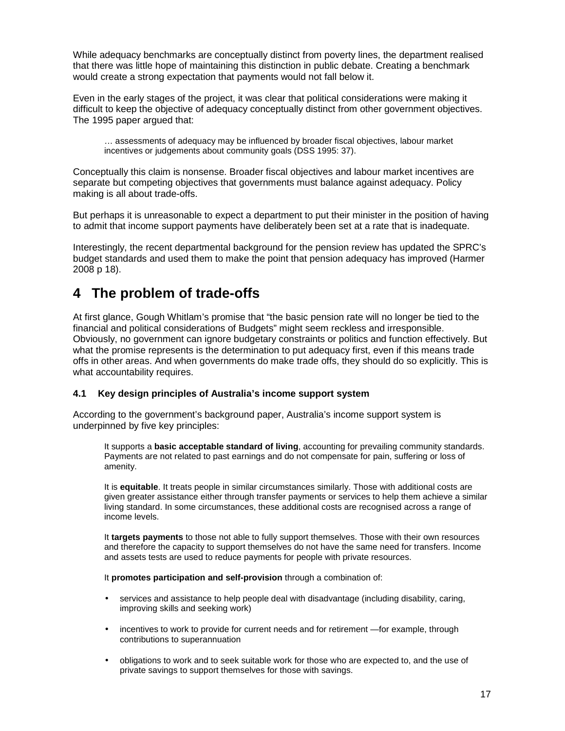While adequacy benchmarks are conceptually distinct from poverty lines, the department realised that there was little hope of maintaining this distinction in public debate. Creating a benchmark would create a strong expectation that payments would not fall below it.

Even in the early stages of the project, it was clear that political considerations were making it difficult to keep the objective of adequacy conceptually distinct from other government objectives. The 1995 paper argued that:

> … assessments of adequacy may be influenced by broader fiscal objectives, labour market incentives or judgements about community goals (DSS 1995: 37).

Conceptually this claim is nonsense. Broader fiscal objectives and labour market incentives are separate but competing objectives that governments must balance against adequacy. Policy making is all about trade-offs.

But perhaps it is unreasonable to expect a department to put their minister in the position of having to admit that income support payments have deliberately been set at a rate that is inadequate.

Interestingly, the recent departmental background for the pension review has updated the SPRC's budget standards and used them to make the point that pension adequacy has improved (Harmer 2008 p 18).

# 4 The problem of trade-offs

At first glance, Gough Whitlam's promise that "the basic pension rate will no longer be tied to the financial and political considerations of Budgets" might seem reckless and irresponsible. Obviously, no government can ignore budgetary constraints or politics and function effectively. But what the promise represents is the determination to put adequacy first, even if this means trade offs in other areas. And when governments do make trade offs, they should do so explicitly. This is what accountability requires.

### 4.1 Key design principles of Australia's income support system

According to the government's background paper, Australia's income support system is underpinned by five key principles:

> It supports a **basic acceptable standard of living**, accounting for prevailing community standards. Payments are not related to past earnings and do not compensate for pain, suffering or loss of amenity.
>
> It is **equitable**. It treats people in similar circumstances similarly. Those with additional costs are given greater assistance either through transfer payments or services to help them achieve a similar living standard. In some circumstances, these additional costs are recognised across a range of income levels.
>
> It **targets payments** to those not able to fully support themselves. Those with their own resources and therefore the capacity to support themselves do not have the same need for transfers. Income and assets tests are used to reduce payments for people with private resources.
>
> It **promotes participation and self-provision** through a combination of:
>
> - services and assistance to help people deal with disadvantage (including disability, caring, improving skills and seeking work)
> - incentives to work to provide for current needs and for retirement —for example, through contributions to superannuation
> - obligations to work and to seek suitable work for those who are expected to, and the use of private savings to support themselves for those with savings.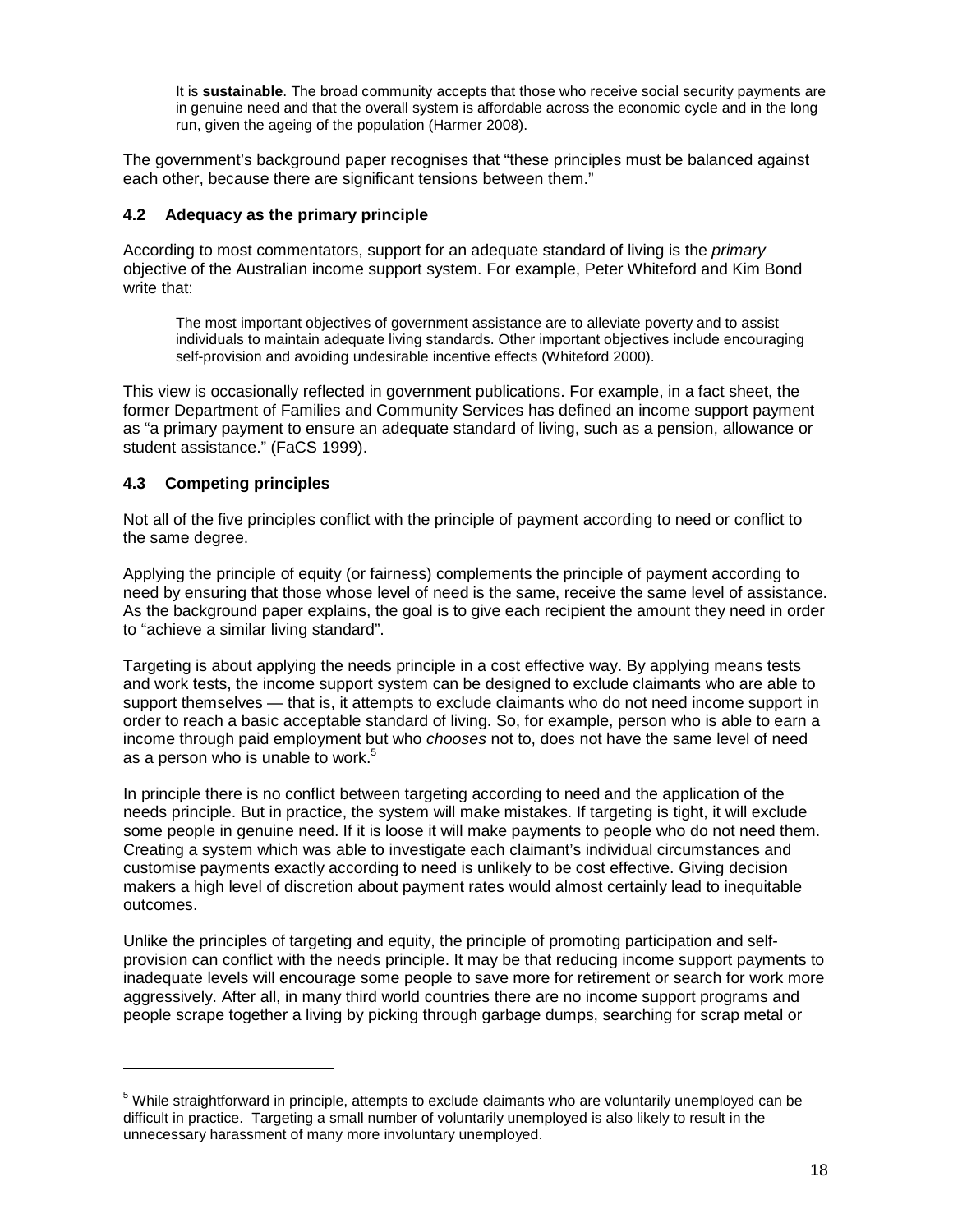> It is **sustainable**. The broad community accepts that those who receive social security payments are in genuine need and that the overall system is affordable across the economic cycle and in the long run, given the ageing of the population (Harmer 2008).

The government's background paper recognises that "these principles must be balanced against each other, because there are significant tensions between them."

### 4.2 Adequacy as the primary principle

According to most commentators, support for an adequate standard of living is the *primary* objective of the Australian income support system. For example, Peter Whiteford and Kim Bond write that:

> The most important objectives of government assistance are to alleviate poverty and to assist individuals to maintain adequate living standards. Other important objectives include encouraging self-provision and avoiding undesirable incentive effects (Whiteford 2000).

This view is occasionally reflected in government publications. For example, in a fact sheet, the former Department of Families and Community Services has defined an income support payment as "a primary payment to ensure an adequate standard of living, such as a pension, allowance or student assistance." (FaCS 1999).

### 4.3 Competing principles

Not all of the five principles conflict with the principle of payment according to need or conflict to the same degree.

Applying the principle of equity (or fairness) complements the principle of payment according to need by ensuring that those whose level of need is the same, receive the same level of assistance. As the background paper explains, the goal is to give each recipient the amount they need in order to "achieve a similar living standard".

Targeting is about applying the needs principle in a cost effective way. By applying means tests and work tests, the income support system can be designed to exclude claimants who are able to support themselves — that is, it attempts to exclude claimants who do not need income support in order to reach a basic acceptable standard of living. So, for example, person who is able to earn a income through paid employment but who *chooses* not to, does not have the same level of need as a person who is unable to work.[5]

In principle there is no conflict between targeting according to need and the application of the needs principle. But in practice, the system will make mistakes. If targeting is tight, it will exclude some people in genuine need. If it is loose it will make payments to people who do not need them. Creating a system which was able to investigate each claimant's individual circumstances and customise payments exactly according to need is unlikely to be cost effective. Giving decision makers a high level of discretion about payment rates would almost certainly lead to inequitable outcomes.

Unlike the principles of targeting and equity, the principle of promoting participation and self-provision can conflict with the needs principle. It may be that reducing income support payments to inadequate levels will encourage some people to save more for retirement or search for work more aggressively. After all, in many third world countries there are no income support programs and people scrape together a living by picking through garbage dumps, searching for scrap metal or

---

[5] While straightforward in principle, attempts to exclude claimants who are voluntarily unemployed can be difficult in practice. Targeting a small number of voluntarily unemployed is also likely to result in the unnecessary harassment of many more involuntary unemployed.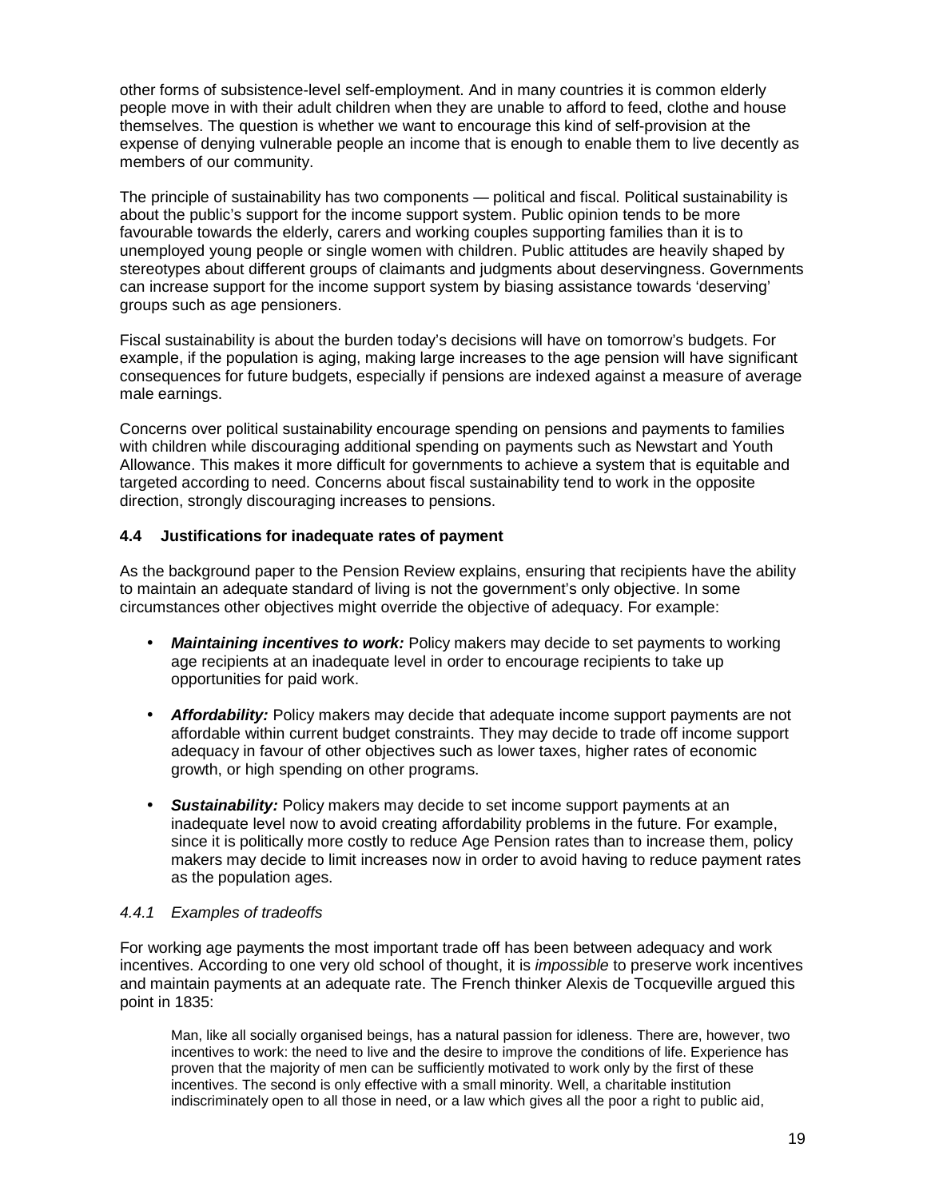other forms of subsistence-level self-employment. And in many countries it is common elderly people move in with their adult children when they are unable to afford to feed, clothe and house themselves. The question is whether we want to encourage this kind of self-provision at the expense of denying vulnerable people an income that is enough to enable them to live decently as members of our community.

The principle of sustainability has two components — political and fiscal. Political sustainability is about the public's support for the income support system. Public opinion tends to be more favourable towards the elderly, carers and working couples supporting families than it is to unemployed young people or single women with children. Public attitudes are heavily shaped by stereotypes about different groups of claimants and judgments about deservingness. Governments can increase support for the income support system by biasing assistance towards 'deserving' groups such as age pensioners.

Fiscal sustainability is about the burden today's decisions will have on tomorrow's budgets. For example, if the population is aging, making large increases to the age pension will have significant consequences for future budgets, especially if pensions are indexed against a measure of average male earnings.

Concerns over political sustainability encourage spending on pensions and payments to families with children while discouraging additional spending on payments such as Newstart and Youth Allowance. This makes it more difficult for governments to achieve a system that is equitable and targeted according to need. Concerns about fiscal sustainability tend to work in the opposite direction, strongly discouraging increases to pensions.

### 4.4 Justifications for inadequate rates of payment

As the background paper to the Pension Review explains, ensuring that recipients have the ability to maintain an adequate standard of living is not the government's only objective. In some circumstances other objectives might override the objective of adequacy. For example:

- ***Maintaining incentives to work:*** Policy makers may decide to set payments to working age recipients at an inadequate level in order to encourage recipients to take up opportunities for paid work.
- ***Affordability:*** Policy makers may decide that adequate income support payments are not affordable within current budget constraints. They may decide to trade off income support adequacy in favour of other objectives such as lower taxes, higher rates of economic growth, or high spending on other programs.
- ***Sustainability:*** Policy makers may decide to set income support payments at an inadequate level now to avoid creating affordability problems in the future. For example, since it is politically more costly to reduce Age Pension rates than to increase them, policy makers may decide to limit increases now in order to avoid having to reduce payment rates as the population ages.

#### *4.4.1 Examples of tradeoffs*

For working age payments the most important trade off has been between adequacy and work incentives. According to one very old school of thought, it is *impossible* to preserve work incentives and maintain payments at an adequate rate. The French thinker Alexis de Tocqueville argued this point in 1835:

> Man, like all socially organised beings, has a natural passion for idleness. There are, however, two incentives to work: the need to live and the desire to improve the conditions of life. Experience has proven that the majority of men can be sufficiently motivated to work only by the first of these incentives. The second is only effective with a small minority. Well, a charitable institution indiscriminately open to all those in need, or a law which gives all the poor a right to public aid,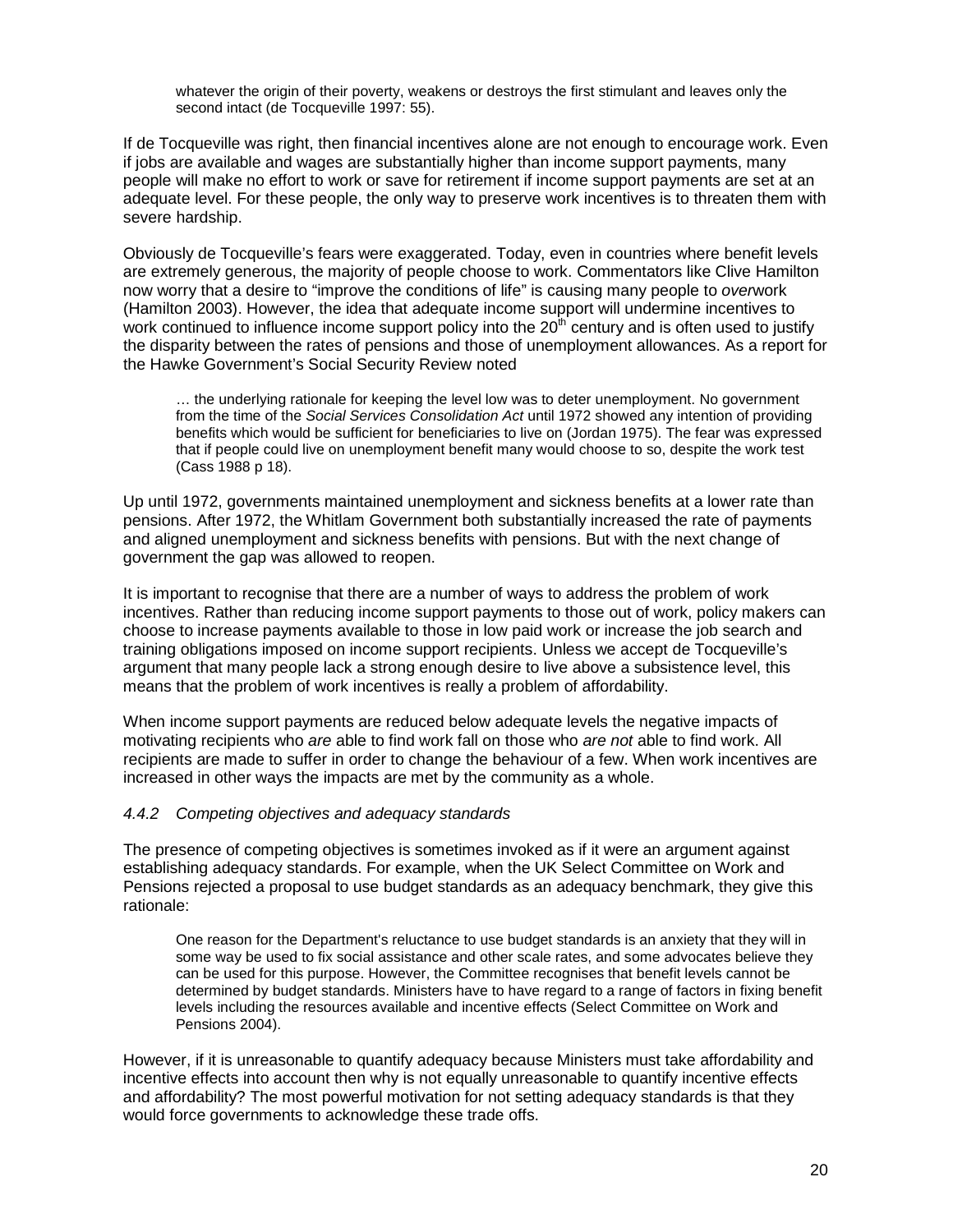> whatever the origin of their poverty, weakens or destroys the first stimulant and leaves only the second intact (de Tocqueville 1997: 55).

If de Tocqueville was right, then financial incentives alone are not enough to encourage work. Even if jobs are available and wages are substantially higher than income support payments, many people will make no effort to work or save for retirement if income support payments are set at an adequate level. For these people, the only way to preserve work incentives is to threaten them with severe hardship.

Obviously de Tocqueville's fears were exaggerated. Today, even in countries where benefit levels are extremely generous, the majority of people choose to work. Commentators like Clive Hamilton now worry that a desire to "improve the conditions of life" is causing many people to *over*work (Hamilton 2003). However, the idea that adequate income support will undermine incentives to work continued to influence income support policy into the 20th century and is often used to justify the disparity between the rates of pensions and those of unemployment allowances. As a report for the Hawke Government's Social Security Review noted

> … the underlying rationale for keeping the level low was to deter unemployment. No government from the time of the *Social Services Consolidation Act* until 1972 showed any intention of providing benefits which would be sufficient for beneficiaries to live on (Jordan 1975). The fear was expressed that if people could live on unemployment benefit many would choose to so, despite the work test (Cass 1988 p 18).

Up until 1972, governments maintained unemployment and sickness benefits at a lower rate than pensions. After 1972, the Whitlam Government both substantially increased the rate of payments and aligned unemployment and sickness benefits with pensions. But with the next change of government the gap was allowed to reopen.

It is important to recognise that there are a number of ways to address the problem of work incentives. Rather than reducing income support payments to those out of work, policy makers can choose to increase payments available to those in low paid work or increase the job search and training obligations imposed on income support recipients. Unless we accept de Tocqueville's argument that many people lack a strong enough desire to live above a subsistence level, this means that the problem of work incentives is really a problem of affordability.

When income support payments are reduced below adequate levels the negative impacts of motivating recipients who *are* able to find work fall on those who *are not* able to find work. All recipients are made to suffer in order to change the behaviour of a few. When work incentives are increased in other ways the impacts are met by the community as a whole.

#### *4.4.2 Competing objectives and adequacy standards*

The presence of competing objectives is sometimes invoked as if it were an argument against establishing adequacy standards. For example, when the UK Select Committee on Work and Pensions rejected a proposal to use budget standards as an adequacy benchmark, they give this rationale:

> One reason for the Department's reluctance to use budget standards is an anxiety that they will in some way be used to fix social assistance and other scale rates, and some advocates believe they can be used for this purpose. However, the Committee recognises that benefit levels cannot be determined by budget standards. Ministers have to have regard to a range of factors in fixing benefit levels including the resources available and incentive effects (Select Committee on Work and Pensions 2004).

However, if it is unreasonable to quantify adequacy because Ministers must take affordability and incentive effects into account then why is not equally unreasonable to quantify incentive effects and affordability? The most powerful motivation for not setting adequacy standards is that they would force governments to acknowledge these trade offs.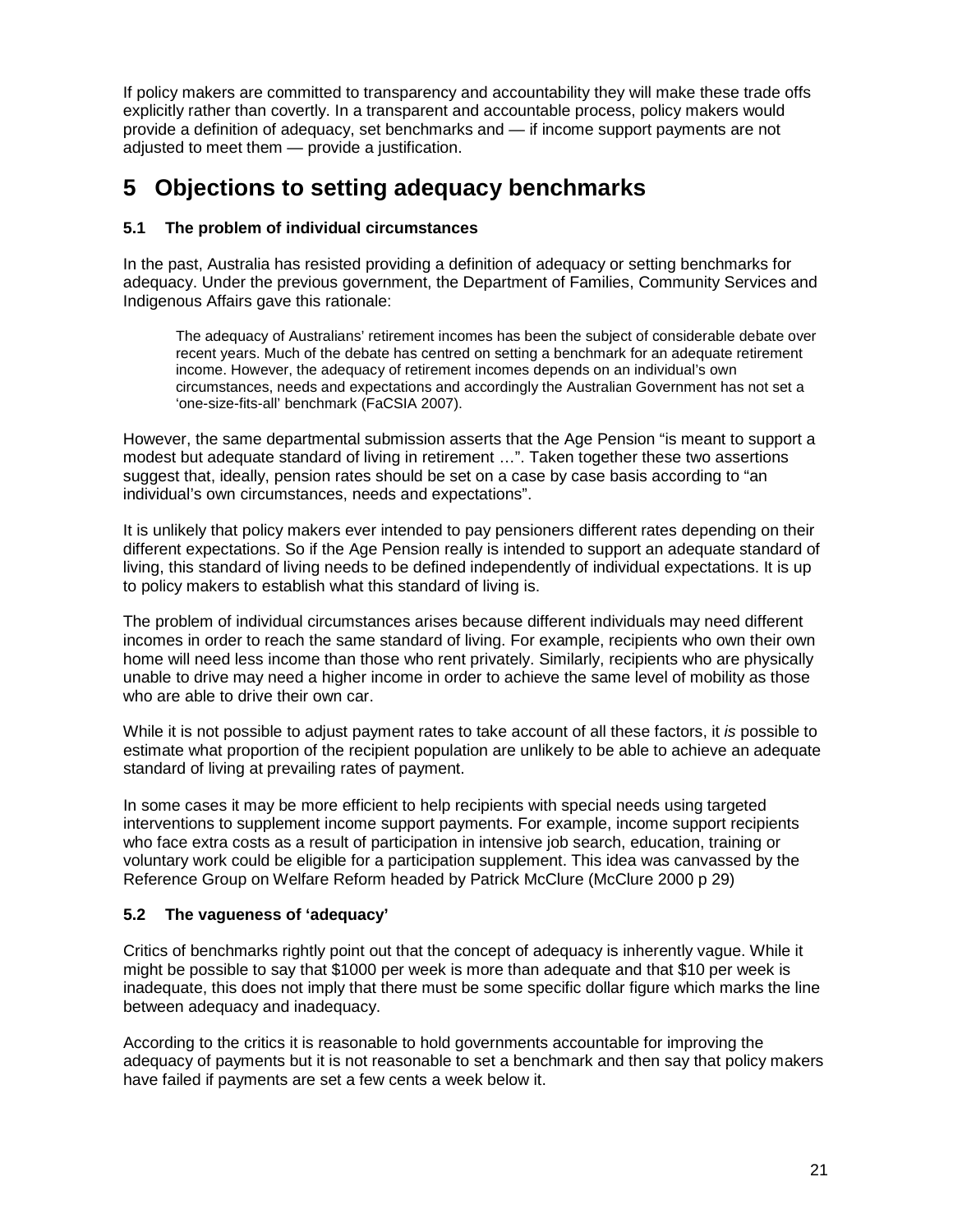If policy makers are committed to transparency and accountability they will make these trade offs explicitly rather than covertly. In a transparent and accountable process, policy makers would provide a definition of adequacy, set benchmarks and — if income support payments are not adjusted to meet them — provide a justification.

# 5 Objections to setting adequacy benchmarks

### 5.1 The problem of individual circumstances

In the past, Australia has resisted providing a definition of adequacy or setting benchmarks for adequacy. Under the previous government, the Department of Families, Community Services and Indigenous Affairs gave this rationale:

> The adequacy of Australians' retirement incomes has been the subject of considerable debate over recent years. Much of the debate has centred on setting a benchmark for an adequate retirement income. However, the adequacy of retirement incomes depends on an individual's own circumstances, needs and expectations and accordingly the Australian Government has not set a 'one-size-fits-all' benchmark (FaCSIA 2007).

However, the same departmental submission asserts that the Age Pension "is meant to support a modest but adequate standard of living in retirement …". Taken together these two assertions suggest that, ideally, pension rates should be set on a case by case basis according to "an individual's own circumstances, needs and expectations".

It is unlikely that policy makers ever intended to pay pensioners different rates depending on their different expectations. So if the Age Pension really is intended to support an adequate standard of living, this standard of living needs to be defined independently of individual expectations. It is up to policy makers to establish what this standard of living is.

The problem of individual circumstances arises because different individuals may need different incomes in order to reach the same standard of living. For example, recipients who own their own home will need less income than those who rent privately. Similarly, recipients who are physically unable to drive may need a higher income in order to achieve the same level of mobility as those who are able to drive their own car.

While it is not possible to adjust payment rates to take account of all these factors, it *is* possible to estimate what proportion of the recipient population are unlikely to be able to achieve an adequate standard of living at prevailing rates of payment.

In some cases it may be more efficient to help recipients with special needs using targeted interventions to supplement income support payments. For example, income support recipients who face extra costs as a result of participation in intensive job search, education, training or voluntary work could be eligible for a participation supplement. This idea was canvassed by the Reference Group on Welfare Reform headed by Patrick McClure (McClure 2000 p 29)

### 5.2 The vagueness of 'adequacy'

Critics of benchmarks rightly point out that the concept of adequacy is inherently vague. While it might be possible to say that $1000 per week is more than adequate and that $10 per week is inadequate, this does not imply that there must be some specific dollar figure which marks the line between adequacy and inadequacy.

According to the critics it is reasonable to hold governments accountable for improving the adequacy of payments but it is not reasonable to set a benchmark and then say that policy makers have failed if payments are set a few cents a week below it.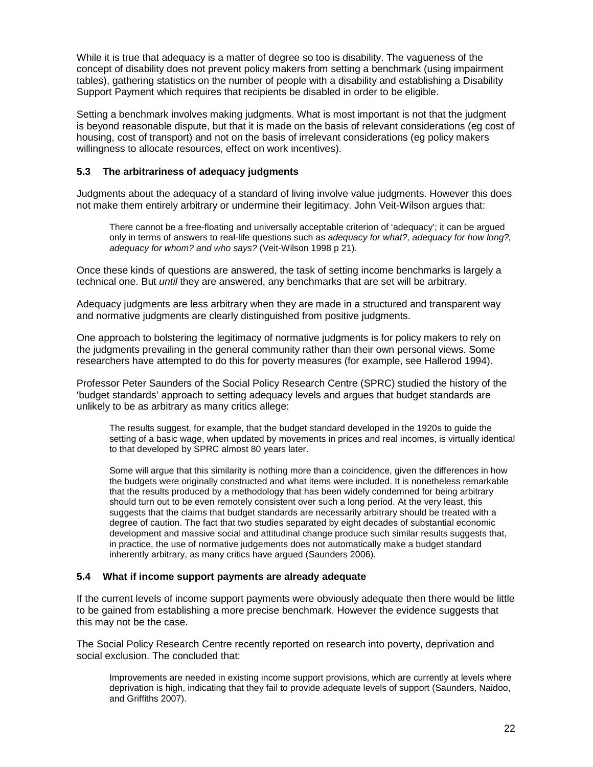While it is true that adequacy is a matter of degree so too is disability. The vagueness of the concept of disability does not prevent policy makers from setting a benchmark (using impairment tables), gathering statistics on the number of people with a disability and establishing a Disability Support Payment which requires that recipients be disabled in order to be eligible.

Setting a benchmark involves making judgments. What is most important is not that the judgment is beyond reasonable dispute, but that it is made on the basis of relevant considerations (eg cost of housing, cost of transport) and not on the basis of irrelevant considerations (eg policy makers willingness to allocate resources, effect on work incentives).

### 5.3 The arbitrariness of adequacy judgments

Judgments about the adequacy of a standard of living involve value judgments. However this does not make them entirely arbitrary or undermine their legitimacy. John Veit-Wilson argues that:

> There cannot be a free-floating and universally acceptable criterion of 'adequacy'; it can be argued only in terms of answers to real-life questions such as *adequacy for what?, adequacy for how long?, adequacy for whom? and who says?* (Veit-Wilson 1998 p 21).

Once these kinds of questions are answered, the task of setting income benchmarks is largely a technical one. But *until* they are answered, any benchmarks that are set will be arbitrary.

Adequacy judgments are less arbitrary when they are made in a structured and transparent way and normative judgments are clearly distinguished from positive judgments.

One approach to bolstering the legitimacy of normative judgments is for policy makers to rely on the judgments prevailing in the general community rather than their own personal views. Some researchers have attempted to do this for poverty measures (for example, see Hallerod 1994).

Professor Peter Saunders of the Social Policy Research Centre (SPRC) studied the history of the 'budget standards' approach to setting adequacy levels and argues that budget standards are unlikely to be as arbitrary as many critics allege:

> The results suggest, for example, that the budget standard developed in the 1920s to guide the setting of a basic wage, when updated by movements in prices and real incomes, is virtually identical to that developed by SPRC almost 80 years later.
>
> Some will argue that this similarity is nothing more than a coincidence, given the differences in how the budgets were originally constructed and what items were included. It is nonetheless remarkable that the results produced by a methodology that has been widely condemned for being arbitrary should turn out to be even remotely consistent over such a long period. At the very least, this suggests that the claims that budget standards are necessarily arbitrary should be treated with a degree of caution. The fact that two studies separated by eight decades of substantial economic development and massive social and attitudinal change produce such similar results suggests that, in practice, the use of normative judgements does not automatically make a budget standard inherently arbitrary, as many critics have argued (Saunders 2006).

### 5.4 What if income support payments are already adequate

If the current levels of income support payments were obviously adequate then there would be little to be gained from establishing a more precise benchmark. However the evidence suggests that this may not be the case.

The Social Policy Research Centre recently reported on research into poverty, deprivation and social exclusion. The concluded that:

> Improvements are needed in existing income support provisions, which are currently at levels where deprivation is high, indicating that they fail to provide adequate levels of support (Saunders, Naidoo, and Griffiths 2007).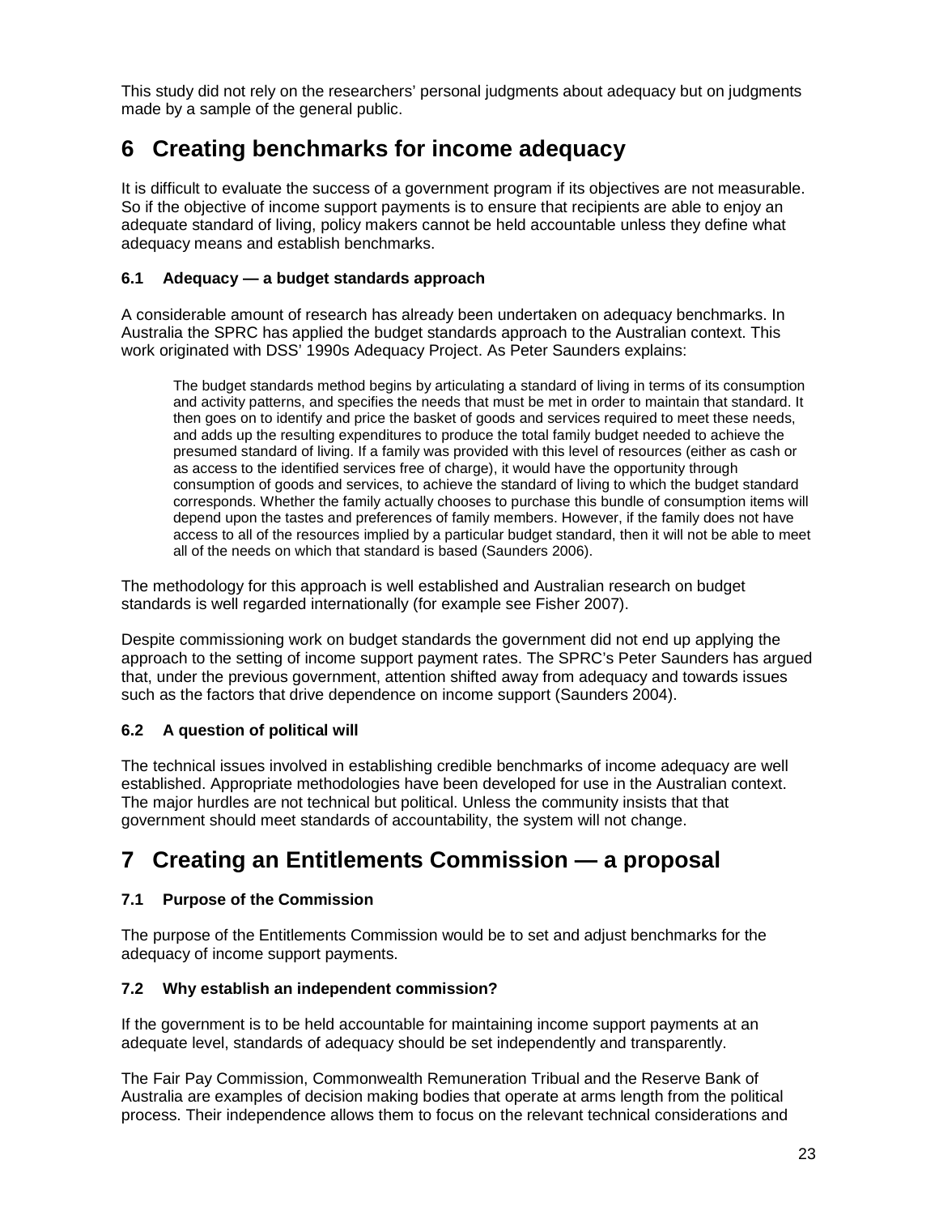This study did not rely on the researchers' personal judgments about adequacy but on judgments made by a sample of the general public.

# 6 Creating benchmarks for income adequacy

It is difficult to evaluate the success of a government program if its objectives are not measurable. So if the objective of income support payments is to ensure that recipients are able to enjoy an adequate standard of living, policy makers cannot be held accountable unless they define what adequacy means and establish benchmarks.

### 6.1 Adequacy — a budget standards approach

A considerable amount of research has already been undertaken on adequacy benchmarks. In Australia the SPRC has applied the budget standards approach to the Australian context. This work originated with DSS' 1990s Adequacy Project. As Peter Saunders explains:

> The budget standards method begins by articulating a standard of living in terms of its consumption and activity patterns, and specifies the needs that must be met in order to maintain that standard. It then goes on to identify and price the basket of goods and services required to meet these needs, and adds up the resulting expenditures to produce the total family budget needed to achieve the presumed standard of living. If a family was provided with this level of resources (either as cash or as access to the identified services free of charge), it would have the opportunity through consumption of goods and services, to achieve the standard of living to which the budget standard corresponds. Whether the family actually chooses to purchase this bundle of consumption items will depend upon the tastes and preferences of family members. However, if the family does not have access to all of the resources implied by a particular budget standard, then it will not be able to meet all of the needs on which that standard is based (Saunders 2006).

The methodology for this approach is well established and Australian research on budget standards is well regarded internationally (for example see Fisher 2007).

Despite commissioning work on budget standards the government did not end up applying the approach to the setting of income support payment rates. The SPRC's Peter Saunders has argued that, under the previous government, attention shifted away from adequacy and towards issues such as the factors that drive dependence on income support (Saunders 2004).

### 6.2 A question of political will

The technical issues involved in establishing credible benchmarks of income adequacy are well established. Appropriate methodologies have been developed for use in the Australian context. The major hurdles are not technical but political. Unless the community insists that that government should meet standards of accountability, the system will not change.

# 7 Creating an Entitlements Commission — a proposal

### 7.1 Purpose of the Commission

The purpose of the Entitlements Commission would be to set and adjust benchmarks for the adequacy of income support payments.

### 7.2 Why establish an independent commission?

If the government is to be held accountable for maintaining income support payments at an adequate level, standards of adequacy should be set independently and transparently.

The Fair Pay Commission, Commonwealth Remuneration Tribual and the Reserve Bank of Australia are examples of decision making bodies that operate at arms length from the political process. Their independence allows them to focus on the relevant technical considerations and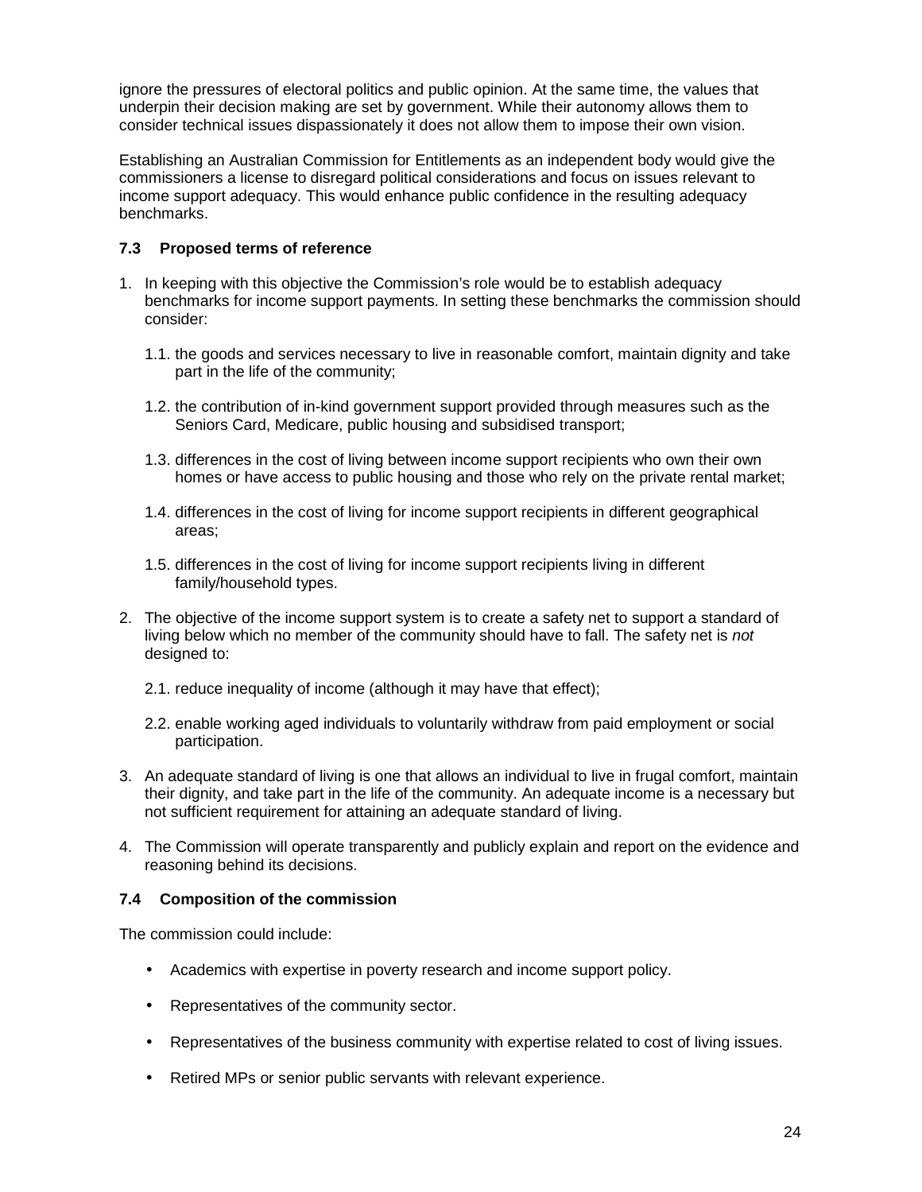ignore the pressures of electoral politics and public opinion. At the same time, the values that underpin their decision making are set by government. While their autonomy allows them to consider technical issues dispassionately it does not allow them to impose their own vision.

Establishing an Australian Commission for Entitlements as an independent body would give the commissioners a license to disregard political considerations and focus on issues relevant to income support adequacy. This would enhance public confidence in the resulting adequacy benchmarks.

### 7.3 Proposed terms of reference

1. In keeping with this objective the Commission's role would be to establish adequacy benchmarks for income support payments. In setting these benchmarks the commission should consider:

    1.1. the goods and services necessary to live in reasonable comfort, maintain dignity and take part in the life of the community;

    1.2. the contribution of in-kind government support provided through measures such as the Seniors Card, Medicare, public housing and subsidised transport;

    1.3. differences in the cost of living between income support recipients who own their own homes or have access to public housing and those who rely on the private rental market;

    1.4. differences in the cost of living for income support recipients in different geographical areas;

    1.5. differences in the cost of living for income support recipients living in different family/household types.

2. The objective of the income support system is to create a safety net to support a standard of living below which no member of the community should have to fall. The safety net is *not* designed to:

    2.1. reduce inequality of income (although it may have that effect);

    2.2. enable working aged individuals to voluntarily withdraw from paid employment or social participation.

3. An adequate standard of living is one that allows an individual to live in frugal comfort, maintain their dignity, and take part in the life of the community. An adequate income is a necessary but not sufficient requirement for attaining an adequate standard of living.

4. The Commission will operate transparently and publicly explain and report on the evidence and reasoning behind its decisions.

### 7.4 Composition of the commission

The commission could include:

- Academics with expertise in poverty research and income support policy.
- Representatives of the community sector.
- Representatives of the business community with expertise related to cost of living issues.
- Retired MPs or senior public servants with relevant experience.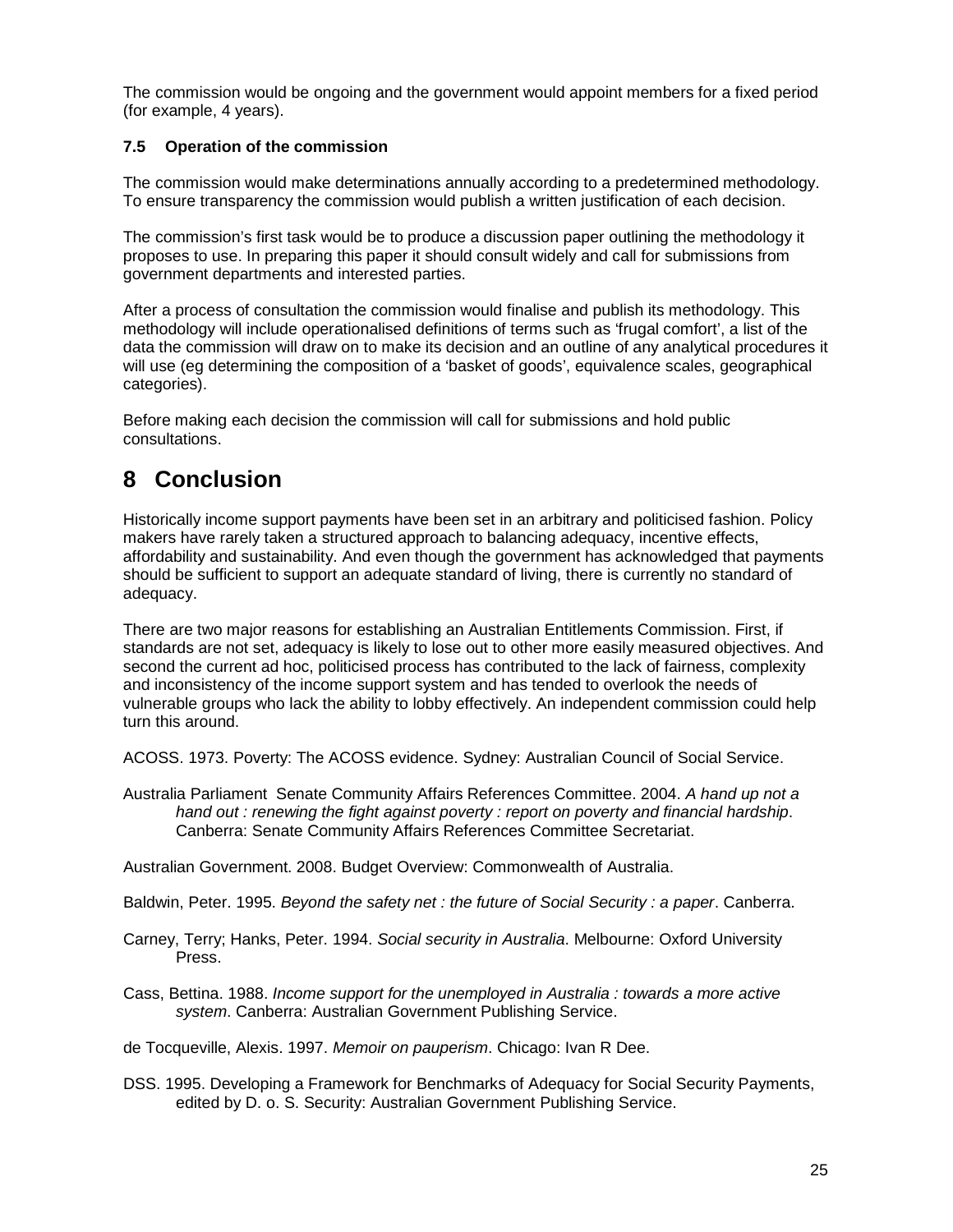The commission would be ongoing and the government would appoint members for a fixed period (for example, 4 years).

### 7.5 Operation of the commission

The commission would make determinations annually according to a predetermined methodology. To ensure transparency the commission would publish a written justification of each decision.

The commission's first task would be to produce a discussion paper outlining the methodology it proposes to use. In preparing this paper it should consult widely and call for submissions from government departments and interested parties.

After a process of consultation the commission would finalise and publish its methodology. This methodology will include operationalised definitions of terms such as 'frugal comfort', a list of the data the commission will draw on to make its decision and an outline of any analytical procedures it will use (eg determining the composition of a 'basket of goods', equivalence scales, geographical categories).

Before making each decision the commission will call for submissions and hold public consultations.

# 8 Conclusion

Historically income support payments have been set in an arbitrary and politicised fashion. Policy makers have rarely taken a structured approach to balancing adequacy, incentive effects, affordability and sustainability. And even though the government has acknowledged that payments should be sufficient to support an adequate standard of living, there is currently no standard of adequacy.

There are two major reasons for establishing an Australian Entitlements Commission. First, if standards are not set, adequacy is likely to lose out to other more easily measured objectives. And second the current ad hoc, politicised process has contributed to the lack of fairness, complexity and inconsistency of the income support system and has tended to overlook the needs of vulnerable groups who lack the ability to lobby effectively. An independent commission could help turn this around.

ACOSS. 1973. Poverty: The ACOSS evidence. Sydney: Australian Council of Social Service.

Australia Parliament Senate Community Affairs References Committee. 2004. *A hand up not a hand out : renewing the fight against poverty : report on poverty and financial hardship*. Canberra: Senate Community Affairs References Committee Secretariat.

Australian Government. 2008. Budget Overview: Commonwealth of Australia.

Baldwin, Peter. 1995. *Beyond the safety net : the future of Social Security : a paper*. Canberra.

Carney, Terry; Hanks, Peter. 1994. *Social security in Australia*. Melbourne: Oxford University Press.

Cass, Bettina. 1988. *Income support for the unemployed in Australia : towards a more active system*. Canberra: Australian Government Publishing Service.

de Tocqueville, Alexis. 1997. *Memoir on pauperism*. Chicago: Ivan R Dee.

DSS. 1995. Developing a Framework for Benchmarks of Adequacy for Social Security Payments, edited by D. o. S. Security: Australian Government Publishing Service.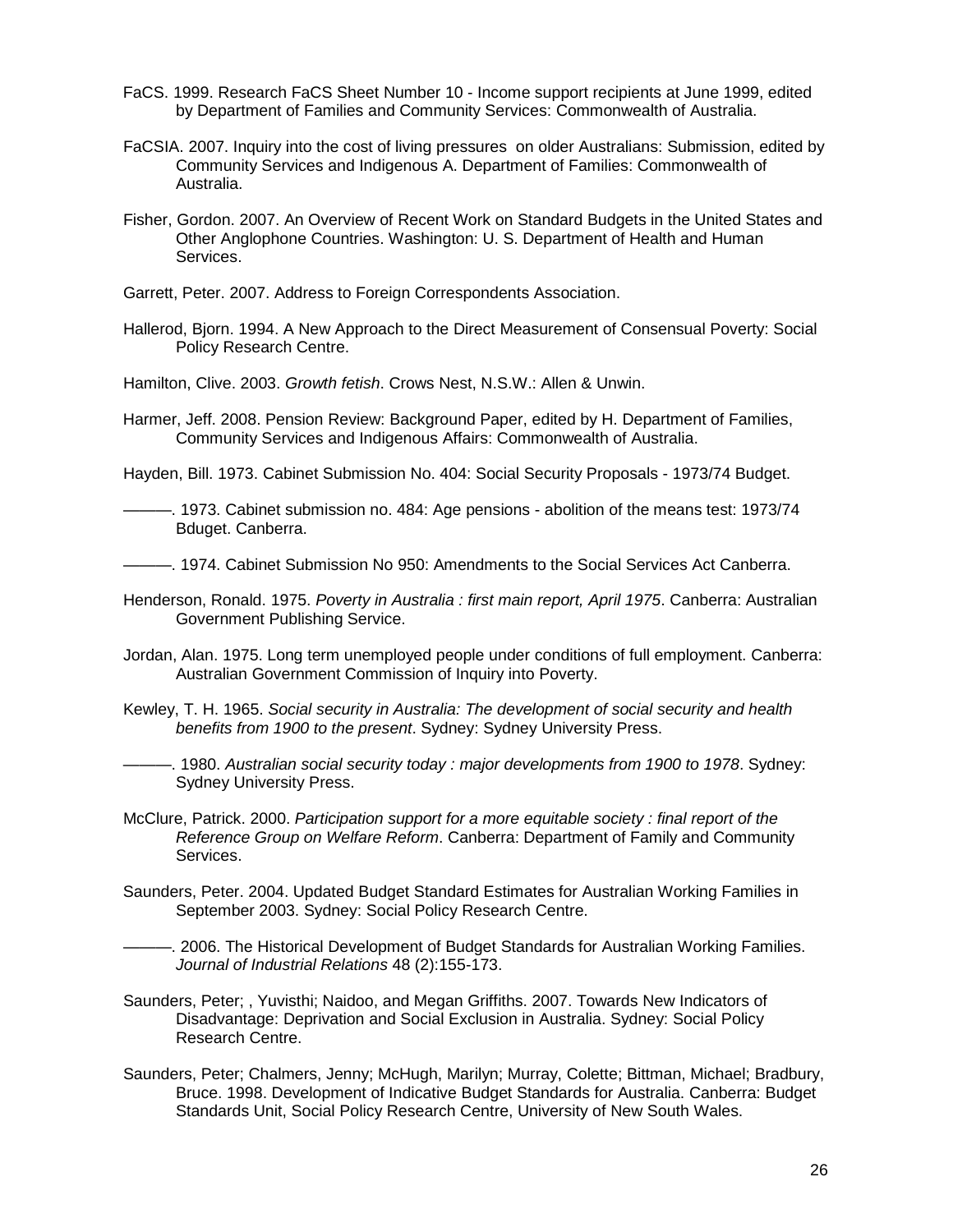FaCS. 1999. Research FaCS Sheet Number 10 - Income support recipients at June 1999, edited by Department of Families and Community Services: Commonwealth of Australia.

FaCSIA. 2007. Inquiry into the cost of living pressures on older Australians: Submission, edited by Community Services and Indigenous A. Department of Families: Commonwealth of Australia.

Fisher, Gordon. 2007. An Overview of Recent Work on Standard Budgets in the United States and Other Anglophone Countries. Washington: U. S. Department of Health and Human Services.

Garrett, Peter. 2007. Address to Foreign Correspondents Association.

Hallerod, Bjorn. 1994. A New Approach to the Direct Measurement of Consensual Poverty: Social Policy Research Centre.

Hamilton, Clive. 2003. *Growth fetish*. Crows Nest, N.S.W.: Allen & Unwin.

Harmer, Jeff. 2008. Pension Review: Background Paper, edited by H. Department of Families, Community Services and Indigenous Affairs: Commonwealth of Australia.

Hayden, Bill. 1973. Cabinet Submission No. 404: Social Security Proposals - 1973/74 Budget.

———. 1973. Cabinet submission no. 484: Age pensions - abolition of the means test: 1973/74 Bduget. Canberra.

———. 1974. Cabinet Submission No 950: Amendments to the Social Services Act Canberra.

Henderson, Ronald. 1975. *Poverty in Australia : first main report, April 1975*. Canberra: Australian Government Publishing Service.

Jordan, Alan. 1975. Long term unemployed people under conditions of full employment. Canberra: Australian Government Commission of Inquiry into Poverty.

Kewley, T. H. 1965. *Social security in Australia: The development of social security and health benefits from 1900 to the present*. Sydney: Sydney University Press.

———. 1980. *Australian social security today : major developments from 1900 to 1978*. Sydney: Sydney University Press.

McClure, Patrick. 2000. *Participation support for a more equitable society : final report of the Reference Group on Welfare Reform*. Canberra: Department of Family and Community Services.

Saunders, Peter. 2004. Updated Budget Standard Estimates for Australian Working Families in September 2003. Sydney: Social Policy Research Centre.

———. 2006. The Historical Development of Budget Standards for Australian Working Families. *Journal of Industrial Relations* 48 (2):155-173.

Saunders, Peter; , Yuvisthi; Naidoo, and Megan Griffiths. 2007. Towards New Indicators of Disadvantage: Deprivation and Social Exclusion in Australia. Sydney: Social Policy Research Centre.

Saunders, Peter; Chalmers, Jenny; McHugh, Marilyn; Murray, Colette; Bittman, Michael; Bradbury, Bruce. 1998. Development of Indicative Budget Standards for Australia. Canberra: Budget Standards Unit, Social Policy Research Centre, University of New South Wales.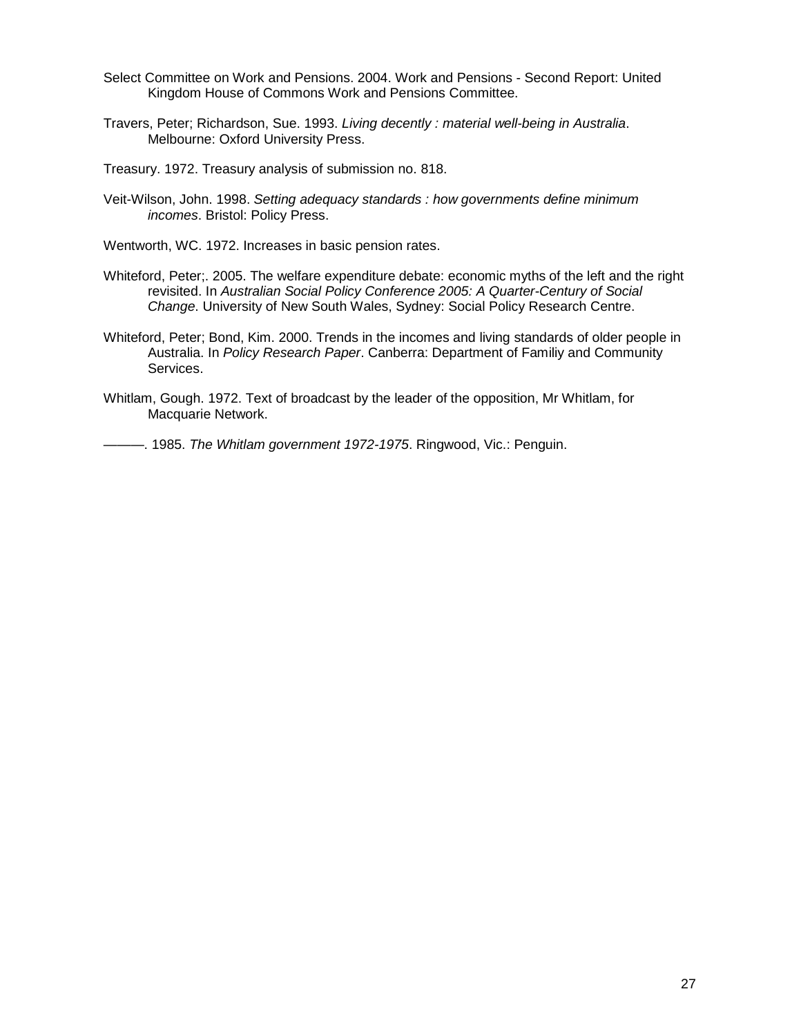Select Committee on Work and Pensions. 2004. Work and Pensions - Second Report: United Kingdom House of Commons Work and Pensions Committee.

Travers, Peter; Richardson, Sue. 1993. *Living decently : material well-being in Australia*. Melbourne: Oxford University Press.

Treasury. 1972. Treasury analysis of submission no. 818.

Veit-Wilson, John. 1998. *Setting adequacy standards : how governments define minimum incomes*. Bristol: Policy Press.

Wentworth, WC. 1972. Increases in basic pension rates.

Whiteford, Peter;. 2005. The welfare expenditure debate: economic myths of the left and the right revisited. In *Australian Social Policy Conference 2005: A Quarter-Century of Social Change*. University of New South Wales, Sydney: Social Policy Research Centre.

Whiteford, Peter; Bond, Kim. 2000. Trends in the incomes and living standards of older people in Australia. In *Policy Research Paper*. Canberra: Department of Familiy and Community Services.

Whitlam, Gough. 1972. Text of broadcast by the leader of the opposition, Mr Whitlam, for Macquarie Network.

———. 1985. *The Whitlam government 1972-1975*. Ringwood, Vic.: Penguin.